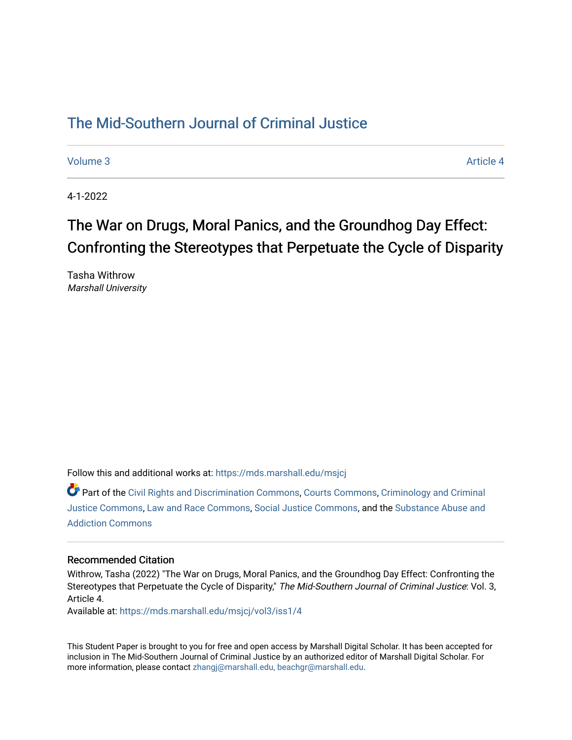# The Mid-Southern Journal of Criminal Justice

Volume 3 Article 4

4-1-2022

## The War on Drugs, Moral Panics, and the Groundhog Day Effect: Confronting the Stereotypes that Perpetuate the Cycle of Disparity

Tasha Withrow
*Marshall University*

Follow this and additional works at: https://mds.marshall.edu/msjcj

Part of the Civil Rights and Discrimination Commons, Courts Commons, Criminology and Criminal Justice Commons, Law and Race Commons, Social Justice Commons, and the Substance Abuse and Addiction Commons

### Recommended Citation

Withrow, Tasha (2022) "The War on Drugs, Moral Panics, and the Groundhog Day Effect: Confronting the Stereotypes that Perpetuate the Cycle of Disparity," *The Mid-Southern Journal of Criminal Justice*: Vol. 3, Article 4.
Available at: https://mds.marshall.edu/msjcj/vol3/iss1/4

This Student Paper is brought to you for free and open access by Marshall Digital Scholar. It has been accepted for inclusion in The Mid-Southern Journal of Criminal Justice by an authorized editor of Marshall Digital Scholar. For more information, please contact zhangj@marshall.edu, beachgr@marshall.edu.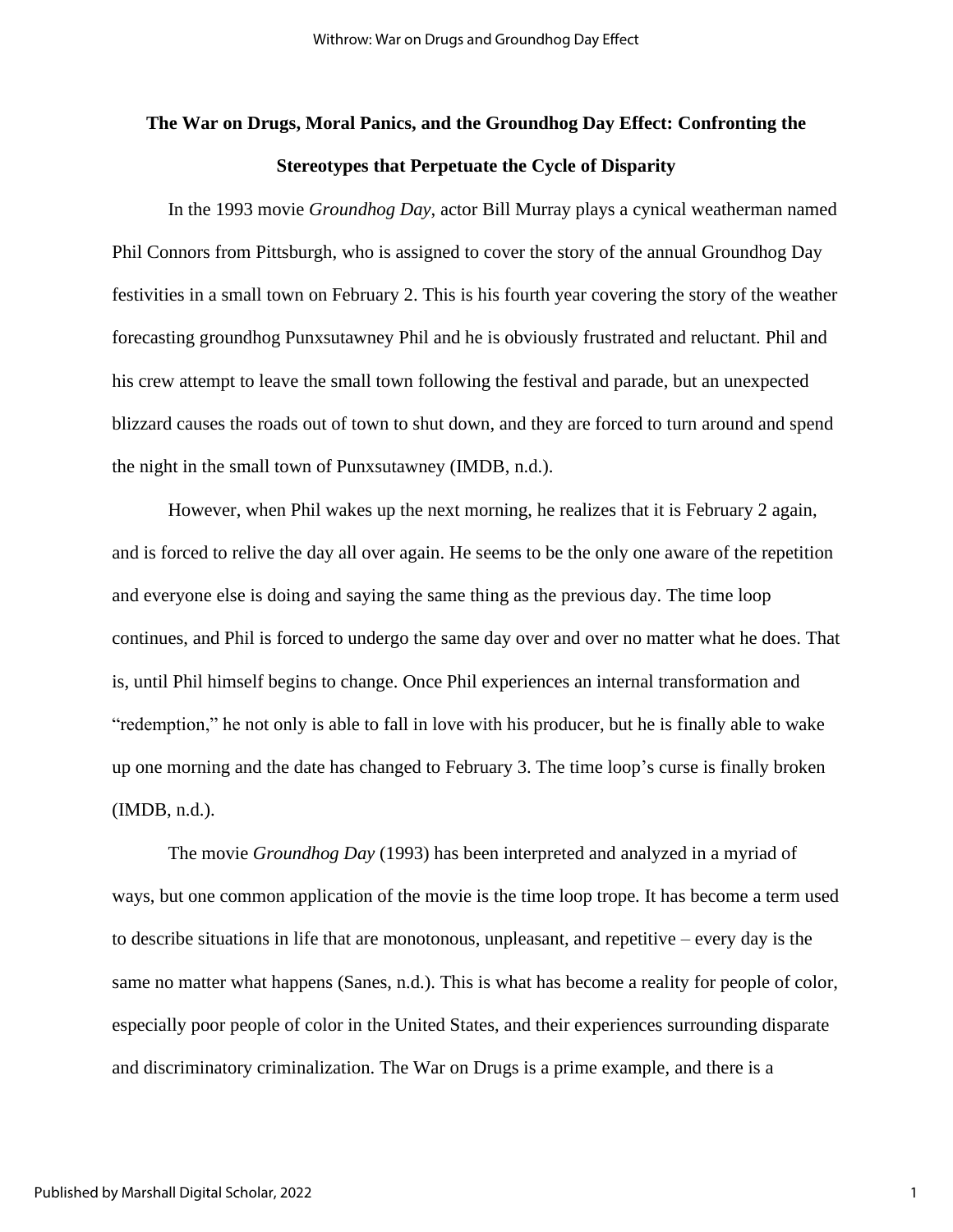**The War on Drugs, Moral Panics, and the Groundhog Day Effect: Confronting the Stereotypes that Perpetuate the Cycle of Disparity**

In the 1993 movie *Groundhog Day*, actor Bill Murray plays a cynical weatherman named Phil Connors from Pittsburgh, who is assigned to cover the story of the annual Groundhog Day festivities in a small town on February 2. This is his fourth year covering the story of the weather forecasting groundhog Punxsutawney Phil and he is obviously frustrated and reluctant. Phil and his crew attempt to leave the small town following the festival and parade, but an unexpected blizzard causes the roads out of town to shut down, and they are forced to turn around and spend the night in the small town of Punxsutawney (IMDB, n.d.).

However, when Phil wakes up the next morning, he realizes that it is February 2 again, and is forced to relive the day all over again. He seems to be the only one aware of the repetition and everyone else is doing and saying the same thing as the previous day. The time loop continues, and Phil is forced to undergo the same day over and over no matter what he does. That is, until Phil himself begins to change. Once Phil experiences an internal transformation and "redemption," he not only is able to fall in love with his producer, but he is finally able to wake up one morning and the date has changed to February 3. The time loop's curse is finally broken (IMDB, n.d.).

The movie *Groundhog Day* (1993) has been interpreted and analyzed in a myriad of ways, but one common application of the movie is the time loop trope. It has become a term used to describe situations in life that are monotonous, unpleasant, and repetitive – every day is the same no matter what happens (Sanes, n.d.). This is what has become a reality for people of color, especially poor people of color in the United States, and their experiences surrounding disparate and discriminatory criminalization. The War on Drugs is a prime example, and there is a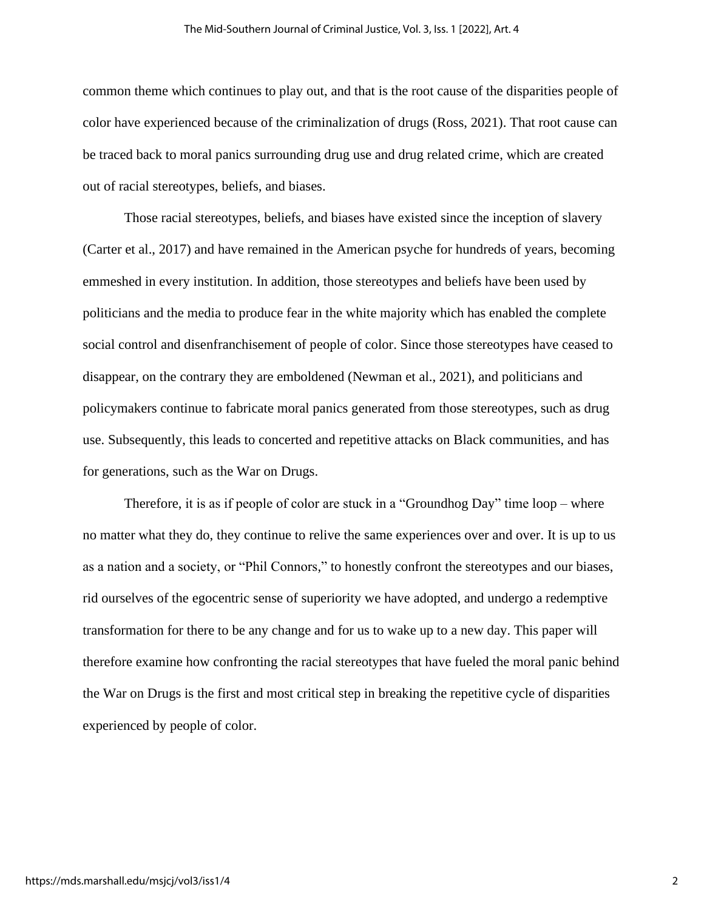common theme which continues to play out, and that is the root cause of the disparities people of color have experienced because of the criminalization of drugs (Ross, 2021). That root cause can be traced back to moral panics surrounding drug use and drug related crime, which are created out of racial stereotypes, beliefs, and biases.

Those racial stereotypes, beliefs, and biases have existed since the inception of slavery (Carter et al., 2017) and have remained in the American psyche for hundreds of years, becoming emmeshed in every institution. In addition, those stereotypes and beliefs have been used by politicians and the media to produce fear in the white majority which has enabled the complete social control and disenfranchisement of people of color. Since those stereotypes have ceased to disappear, on the contrary they are emboldened (Newman et al., 2021), and politicians and policymakers continue to fabricate moral panics generated from those stereotypes, such as drug use. Subsequently, this leads to concerted and repetitive attacks on Black communities, and has for generations, such as the War on Drugs.

Therefore, it is as if people of color are stuck in a "Groundhog Day" time loop – where no matter what they do, they continue to relive the same experiences over and over. It is up to us as a nation and a society, or "Phil Connors," to honestly confront the stereotypes and our biases, rid ourselves of the egocentric sense of superiority we have adopted, and undergo a redemptive transformation for there to be any change and for us to wake up to a new day. This paper will therefore examine how confronting the racial stereotypes that have fueled the moral panic behind the War on Drugs is the first and most critical step in breaking the repetitive cycle of disparities experienced by people of color.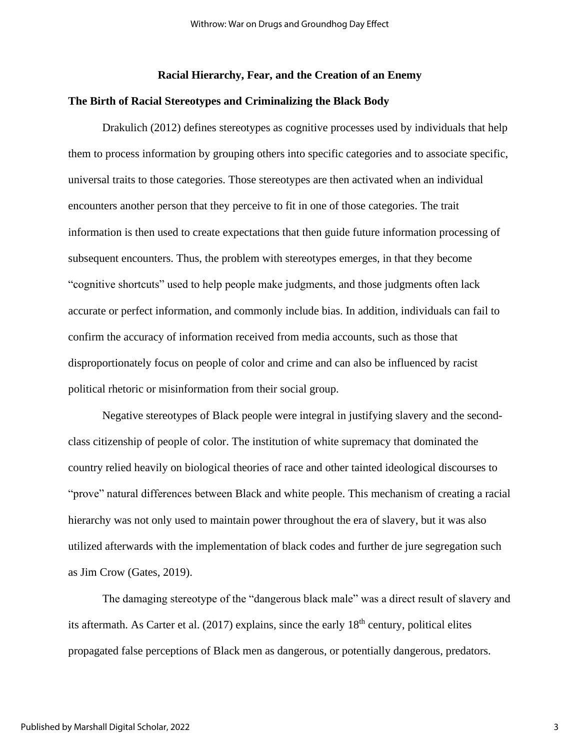## Racial Hierarchy, Fear, and the Creation of an Enemy

### The Birth of Racial Stereotypes and Criminalizing the Black Body

Drakulich (2012) defines stereotypes as cognitive processes used by individuals that help them to process information by grouping others into specific categories and to associate specific, universal traits to those categories. Those stereotypes are then activated when an individual encounters another person that they perceive to fit in one of those categories. The trait information is then used to create expectations that then guide future information processing of subsequent encounters. Thus, the problem with stereotypes emerges, in that they become "cognitive shortcuts" used to help people make judgments, and those judgments often lack accurate or perfect information, and commonly include bias. In addition, individuals can fail to confirm the accuracy of information received from media accounts, such as those that disproportionately focus on people of color and crime and can also be influenced by racist political rhetoric or misinformation from their social group.

Negative stereotypes of Black people were integral in justifying slavery and the second-class citizenship of people of color. The institution of white supremacy that dominated the country relied heavily on biological theories of race and other tainted ideological discourses to "prove" natural differences between Black and white people. This mechanism of creating a racial hierarchy was not only used to maintain power throughout the era of slavery, but it was also utilized afterwards with the implementation of black codes and further de jure segregation such as Jim Crow (Gates, 2019).

The damaging stereotype of the "dangerous black male" was a direct result of slavery and its aftermath. As Carter et al. (2017) explains, since the early 18th century, political elites propagated false perceptions of Black men as dangerous, or potentially dangerous, predators.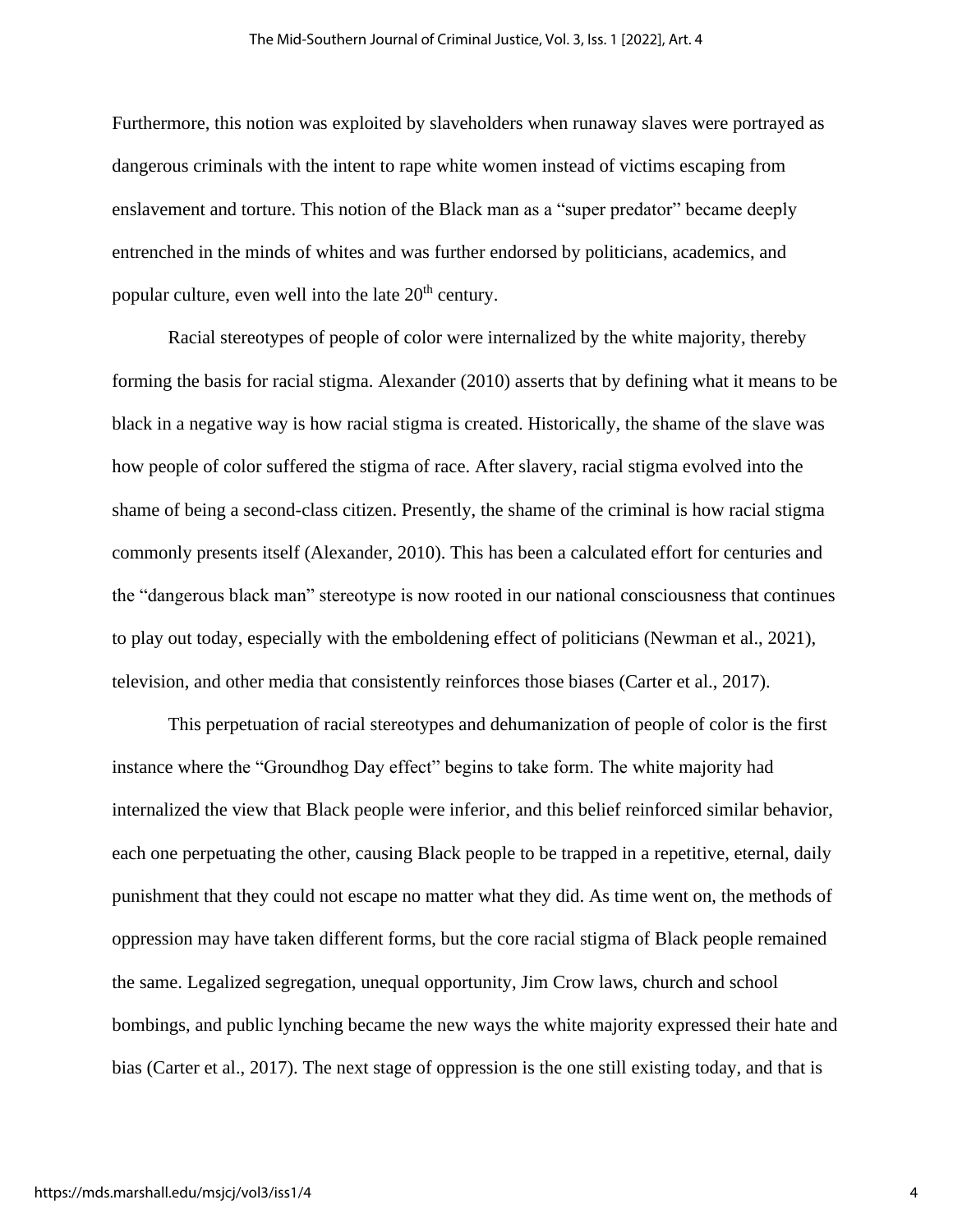Furthermore, this notion was exploited by slaveholders when runaway slaves were portrayed as dangerous criminals with the intent to rape white women instead of victims escaping from enslavement and torture. This notion of the Black man as a "super predator" became deeply entrenched in the minds of whites and was further endorsed by politicians, academics, and popular culture, even well into the late 20th century.

Racial stereotypes of people of color were internalized by the white majority, thereby forming the basis for racial stigma. Alexander (2010) asserts that by defining what it means to be black in a negative way is how racial stigma is created. Historically, the shame of the slave was how people of color suffered the stigma of race. After slavery, racial stigma evolved into the shame of being a second-class citizen. Presently, the shame of the criminal is how racial stigma commonly presents itself (Alexander, 2010). This has been a calculated effort for centuries and the "dangerous black man" stereotype is now rooted in our national consciousness that continues to play out today, especially with the emboldening effect of politicians (Newman et al., 2021), television, and other media that consistently reinforces those biases (Carter et al., 2017).

This perpetuation of racial stereotypes and dehumanization of people of color is the first instance where the "Groundhog Day effect" begins to take form. The white majority had internalized the view that Black people were inferior, and this belief reinforced similar behavior, each one perpetuating the other, causing Black people to be trapped in a repetitive, eternal, daily punishment that they could not escape no matter what they did. As time went on, the methods of oppression may have taken different forms, but the core racial stigma of Black people remained the same. Legalized segregation, unequal opportunity, Jim Crow laws, church and school bombings, and public lynching became the new ways the white majority expressed their hate and bias (Carter et al., 2017). The next stage of oppression is the one still existing today, and that is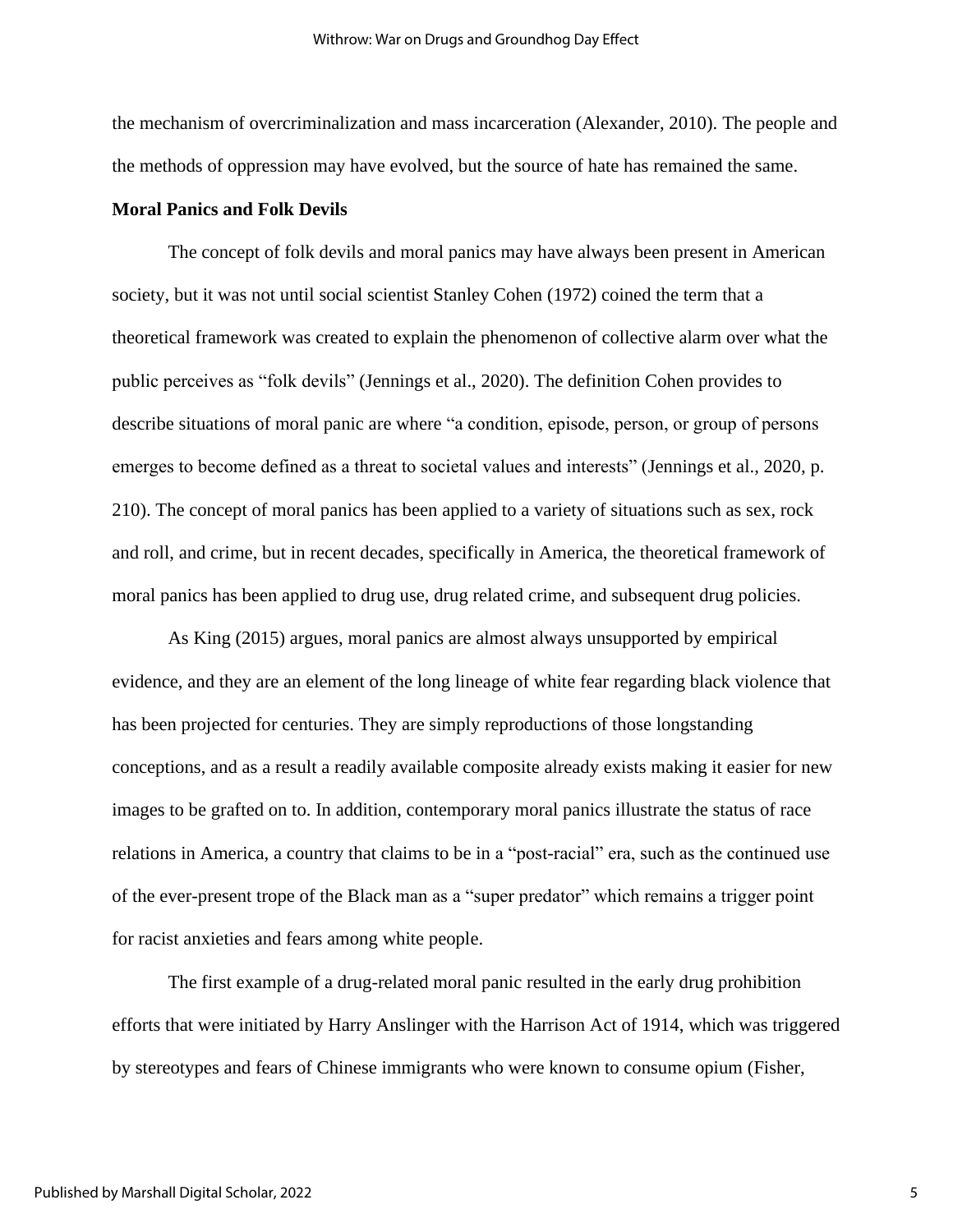the mechanism of overcriminalization and mass incarceration (Alexander, 2010). The people and the methods of oppression may have evolved, but the source of hate has remained the same.

**Moral Panics and Folk Devils**

The concept of folk devils and moral panics may have always been present in American society, but it was not until social scientist Stanley Cohen (1972) coined the term that a theoretical framework was created to explain the phenomenon of collective alarm over what the public perceives as "folk devils" (Jennings et al., 2020). The definition Cohen provides to describe situations of moral panic are where "a condition, episode, person, or group of persons emerges to become defined as a threat to societal values and interests" (Jennings et al., 2020, p. 210). The concept of moral panics has been applied to a variety of situations such as sex, rock and roll, and crime, but in recent decades, specifically in America, the theoretical framework of moral panics has been applied to drug use, drug related crime, and subsequent drug policies.

As King (2015) argues, moral panics are almost always unsupported by empirical evidence, and they are an element of the long lineage of white fear regarding black violence that has been projected for centuries. They are simply reproductions of those longstanding conceptions, and as a result a readily available composite already exists making it easier for new images to be grafted on to. In addition, contemporary moral panics illustrate the status of race relations in America, a country that claims to be in a "post-racial" era, such as the continued use of the ever-present trope of the Black man as a "super predator" which remains a trigger point for racist anxieties and fears among white people.

The first example of a drug-related moral panic resulted in the early drug prohibition efforts that were initiated by Harry Anslinger with the Harrison Act of 1914, which was triggered by stereotypes and fears of Chinese immigrants who were known to consume opium (Fisher,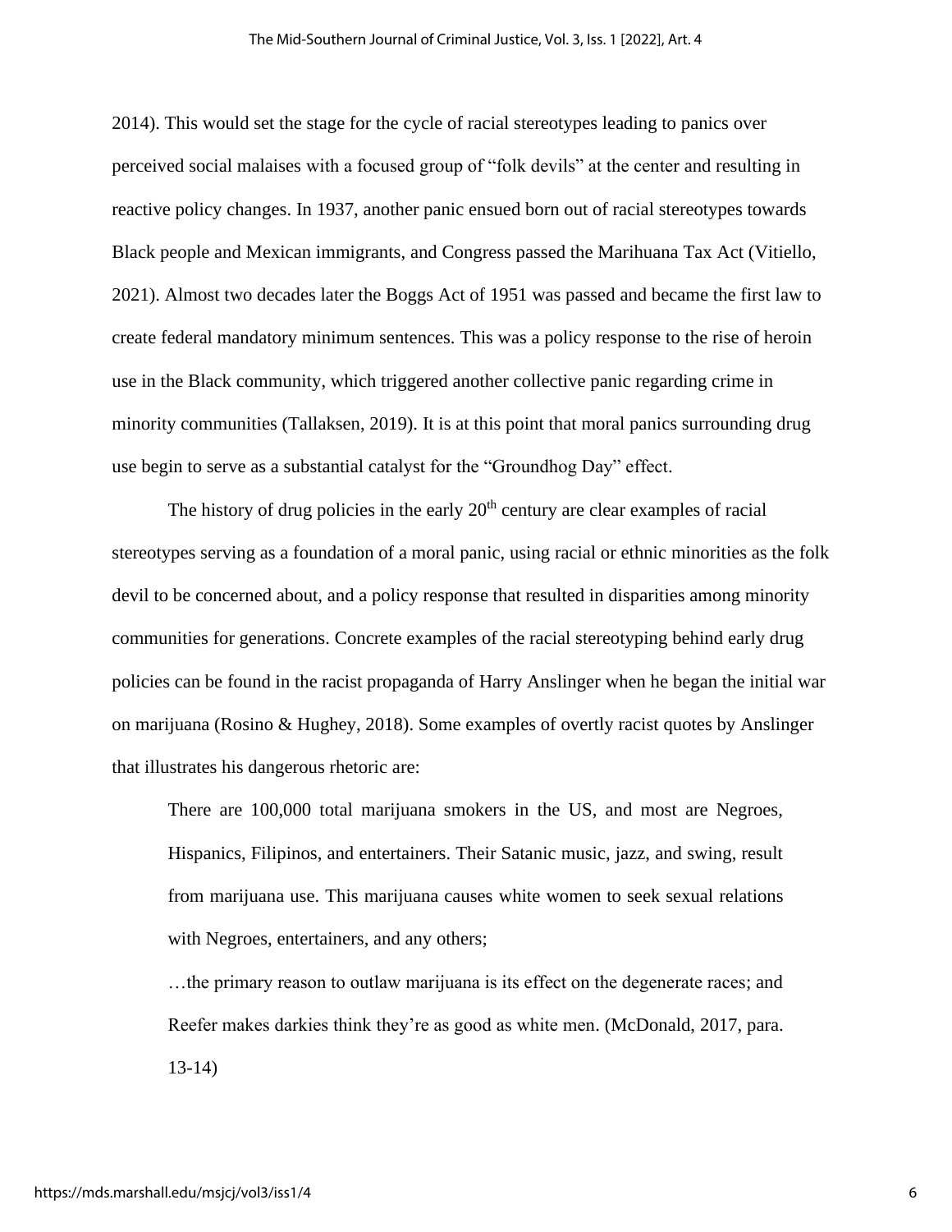2014). This would set the stage for the cycle of racial stereotypes leading to panics over perceived social malaises with a focused group of "folk devils" at the center and resulting in reactive policy changes. In 1937, another panic ensued born out of racial stereotypes towards Black people and Mexican immigrants, and Congress passed the Marihuana Tax Act (Vitiello, 2021). Almost two decades later the Boggs Act of 1951 was passed and became the first law to create federal mandatory minimum sentences. This was a policy response to the rise of heroin use in the Black community, which triggered another collective panic regarding crime in minority communities (Tallaksen, 2019). It is at this point that moral panics surrounding drug use begin to serve as a substantial catalyst for the "Groundhog Day" effect.

The history of drug policies in the early 20th century are clear examples of racial stereotypes serving as a foundation of a moral panic, using racial or ethnic minorities as the folk devil to be concerned about, and a policy response that resulted in disparities among minority communities for generations. Concrete examples of the racial stereotyping behind early drug policies can be found in the racist propaganda of Harry Anslinger when he began the initial war on marijuana (Rosino & Hughey, 2018). Some examples of overtly racist quotes by Anslinger that illustrates his dangerous rhetoric are:

> There are 100,000 total marijuana smokers in the US, and most are Negroes, Hispanics, Filipinos, and entertainers. Their Satanic music, jazz, and swing, result from marijuana use. This marijuana causes white women to seek sexual relations with Negroes, entertainers, and any others;
>
> …the primary reason to outlaw marijuana is its effect on the degenerate races; and Reefer makes darkies think they're as good as white men. (McDonald, 2017, para. 13-14)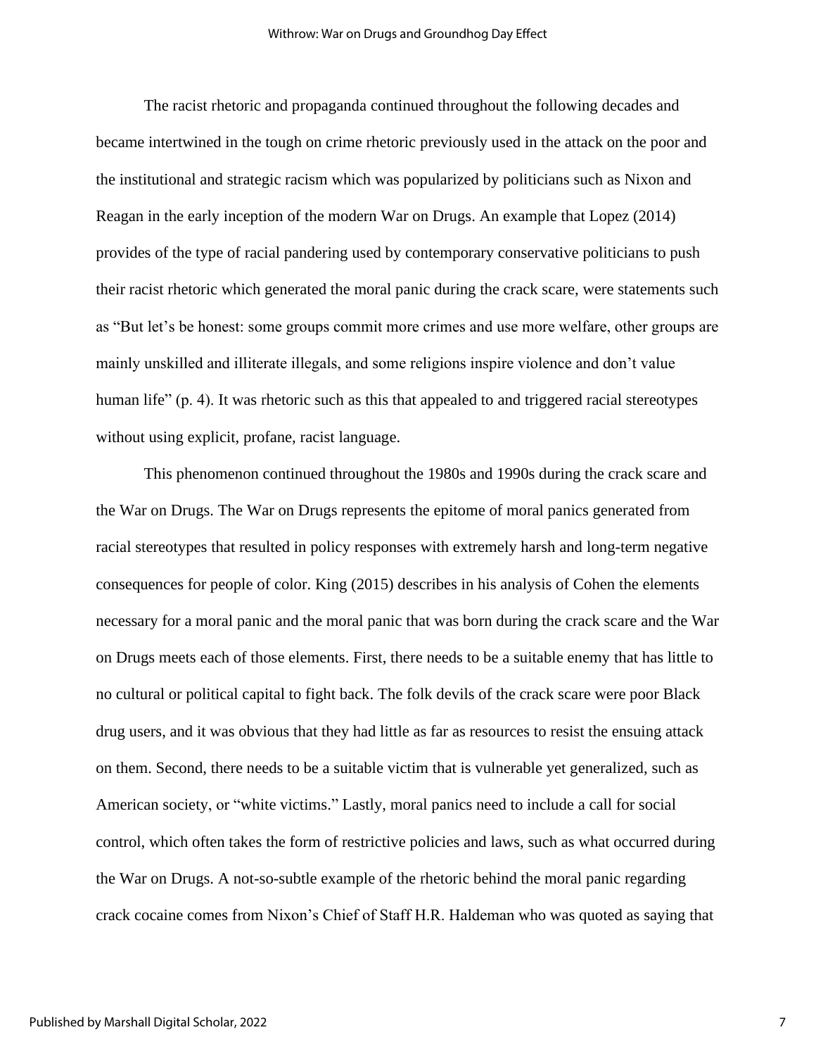The racist rhetoric and propaganda continued throughout the following decades and became intertwined in the tough on crime rhetoric previously used in the attack on the poor and the institutional and strategic racism which was popularized by politicians such as Nixon and Reagan in the early inception of the modern War on Drugs. An example that Lopez (2014) provides of the type of racial pandering used by contemporary conservative politicians to push their racist rhetoric which generated the moral panic during the crack scare, were statements such as "But let's be honest: some groups commit more crimes and use more welfare, other groups are mainly unskilled and illiterate illegals, and some religions inspire violence and don't value human life" (p. 4). It was rhetoric such as this that appealed to and triggered racial stereotypes without using explicit, profane, racist language.

This phenomenon continued throughout the 1980s and 1990s during the crack scare and the War on Drugs. The War on Drugs represents the epitome of moral panics generated from racial stereotypes that resulted in policy responses with extremely harsh and long-term negative consequences for people of color. King (2015) describes in his analysis of Cohen the elements necessary for a moral panic and the moral panic that was born during the crack scare and the War on Drugs meets each of those elements. First, there needs to be a suitable enemy that has little to no cultural or political capital to fight back. The folk devils of the crack scare were poor Black drug users, and it was obvious that they had little as far as resources to resist the ensuing attack on them. Second, there needs to be a suitable victim that is vulnerable yet generalized, such as American society, or "white victims." Lastly, moral panics need to include a call for social control, which often takes the form of restrictive policies and laws, such as what occurred during the War on Drugs. A not-so-subtle example of the rhetoric behind the moral panic regarding crack cocaine comes from Nixon's Chief of Staff H.R. Haldeman who was quoted as saying that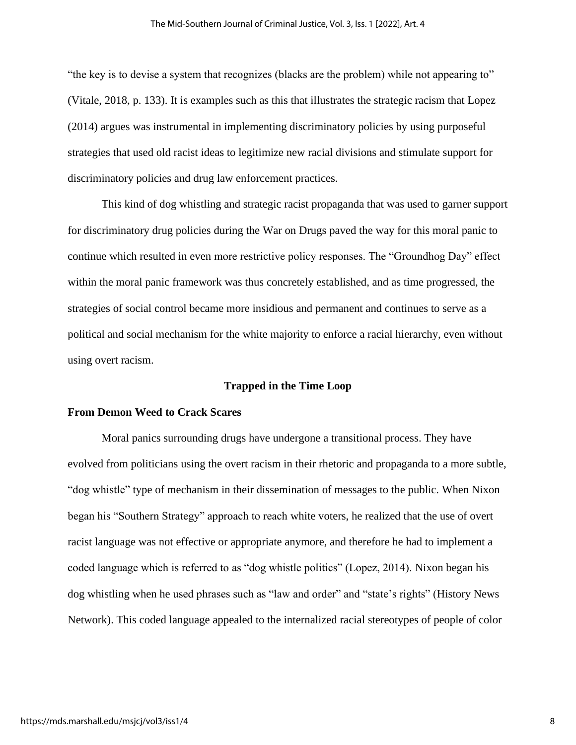"the key is to devise a system that recognizes (blacks are the problem) while not appearing to" (Vitale, 2018, p. 133). It is examples such as this that illustrates the strategic racism that Lopez (2014) argues was instrumental in implementing discriminatory policies by using purposeful strategies that used old racist ideas to legitimize new racial divisions and stimulate support for discriminatory policies and drug law enforcement practices.

This kind of dog whistling and strategic racist propaganda that was used to garner support for discriminatory drug policies during the War on Drugs paved the way for this moral panic to continue which resulted in even more restrictive policy responses. The "Groundhog Day" effect within the moral panic framework was thus concretely established, and as time progressed, the strategies of social control became more insidious and permanent and continues to serve as a political and social mechanism for the white majority to enforce a racial hierarchy, even without using overt racism.

## Trapped in the Time Loop

### From Demon Weed to Crack Scares

Moral panics surrounding drugs have undergone a transitional process. They have evolved from politicians using the overt racism in their rhetoric and propaganda to a more subtle, "dog whistle" type of mechanism in their dissemination of messages to the public. When Nixon began his "Southern Strategy" approach to reach white voters, he realized that the use of overt racist language was not effective or appropriate anymore, and therefore he had to implement a coded language which is referred to as "dog whistle politics" (Lopez, 2014). Nixon began his dog whistling when he used phrases such as "law and order" and "state's rights" (History News Network). This coded language appealed to the internalized racial stereotypes of people of color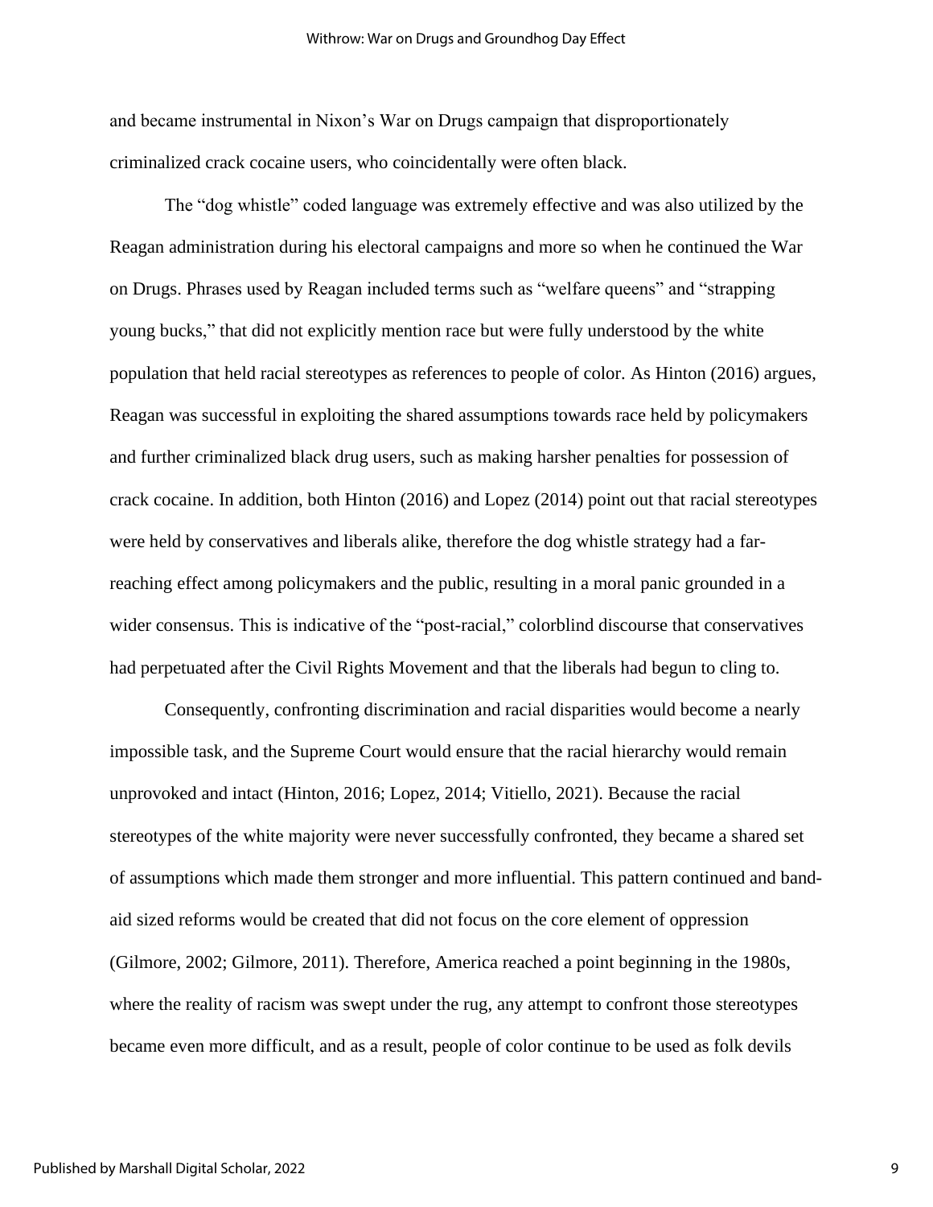and became instrumental in Nixon's War on Drugs campaign that disproportionately criminalized crack cocaine users, who coincidentally were often black.

The "dog whistle" coded language was extremely effective and was also utilized by the Reagan administration during his electoral campaigns and more so when he continued the War on Drugs. Phrases used by Reagan included terms such as "welfare queens" and "strapping young bucks," that did not explicitly mention race but were fully understood by the white population that held racial stereotypes as references to people of color. As Hinton (2016) argues, Reagan was successful in exploiting the shared assumptions towards race held by policymakers and further criminalized black drug users, such as making harsher penalties for possession of crack cocaine. In addition, both Hinton (2016) and Lopez (2014) point out that racial stereotypes were held by conservatives and liberals alike, therefore the dog whistle strategy had a far-reaching effect among policymakers and the public, resulting in a moral panic grounded in a wider consensus. This is indicative of the "post-racial," colorblind discourse that conservatives had perpetuated after the Civil Rights Movement and that the liberals had begun to cling to.

Consequently, confronting discrimination and racial disparities would become a nearly impossible task, and the Supreme Court would ensure that the racial hierarchy would remain unprovoked and intact (Hinton, 2016; Lopez, 2014; Vitiello, 2021). Because the racial stereotypes of the white majority were never successfully confronted, they became a shared set of assumptions which made them stronger and more influential. This pattern continued and band-aid sized reforms would be created that did not focus on the core element of oppression (Gilmore, 2002; Gilmore, 2011). Therefore, America reached a point beginning in the 1980s, where the reality of racism was swept under the rug, any attempt to confront those stereotypes became even more difficult, and as a result, people of color continue to be used as folk devils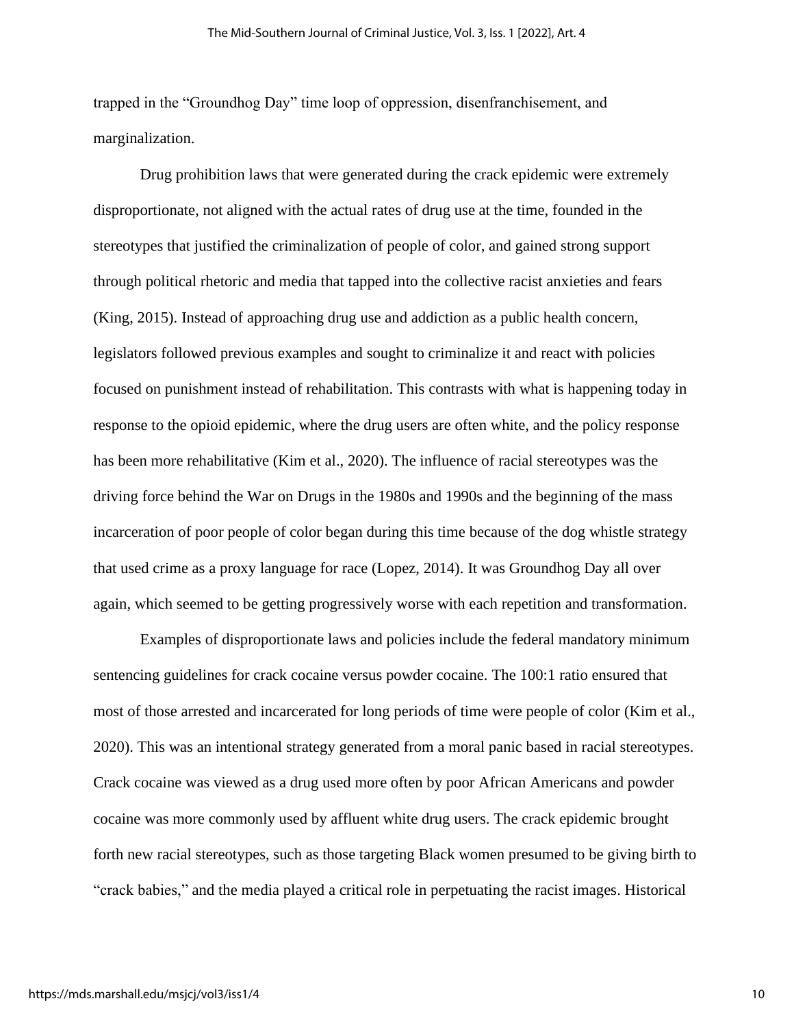trapped in the "Groundhog Day" time loop of oppression, disenfranchisement, and marginalization.

Drug prohibition laws that were generated during the crack epidemic were extremely disproportionate, not aligned with the actual rates of drug use at the time, founded in the stereotypes that justified the criminalization of people of color, and gained strong support through political rhetoric and media that tapped into the collective racist anxieties and fears (King, 2015). Instead of approaching drug use and addiction as a public health concern, legislators followed previous examples and sought to criminalize it and react with policies focused on punishment instead of rehabilitation. This contrasts with what is happening today in response to the opioid epidemic, where the drug users are often white, and the policy response has been more rehabilitative (Kim et al., 2020). The influence of racial stereotypes was the driving force behind the War on Drugs in the 1980s and 1990s and the beginning of the mass incarceration of poor people of color began during this time because of the dog whistle strategy that used crime as a proxy language for race (Lopez, 2014). It was Groundhog Day all over again, which seemed to be getting progressively worse with each repetition and transformation.

Examples of disproportionate laws and policies include the federal mandatory minimum sentencing guidelines for crack cocaine versus powder cocaine. The 100:1 ratio ensured that most of those arrested and incarcerated for long periods of time were people of color (Kim et al., 2020). This was an intentional strategy generated from a moral panic based in racial stereotypes. Crack cocaine was viewed as a drug used more often by poor African Americans and powder cocaine was more commonly used by affluent white drug users. The crack epidemic brought forth new racial stereotypes, such as those targeting Black women presumed to be giving birth to "crack babies," and the media played a critical role in perpetuating the racist images. Historical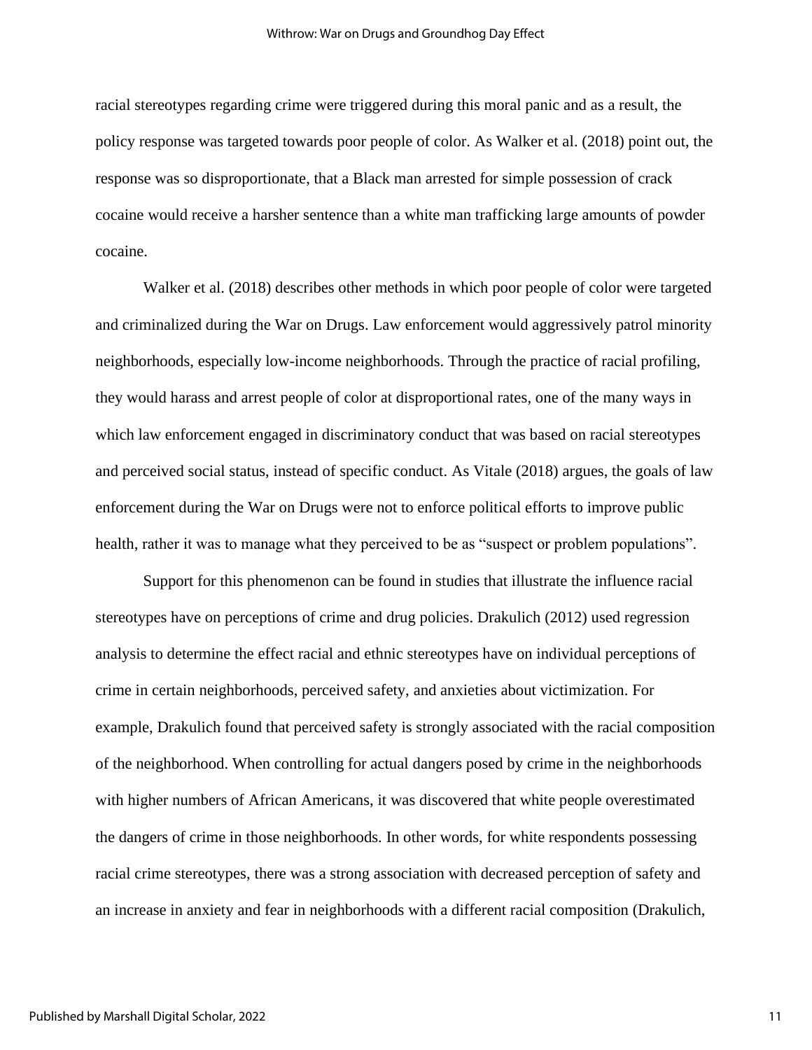racial stereotypes regarding crime were triggered during this moral panic and as a result, the policy response was targeted towards poor people of color. As Walker et al. (2018) point out, the response was so disproportionate, that a Black man arrested for simple possession of crack cocaine would receive a harsher sentence than a white man trafficking large amounts of powder cocaine.

Walker et al. (2018) describes other methods in which poor people of color were targeted and criminalized during the War on Drugs. Law enforcement would aggressively patrol minority neighborhoods, especially low-income neighborhoods. Through the practice of racial profiling, they would harass and arrest people of color at disproportional rates, one of the many ways in which law enforcement engaged in discriminatory conduct that was based on racial stereotypes and perceived social status, instead of specific conduct. As Vitale (2018) argues, the goals of law enforcement during the War on Drugs were not to enforce political efforts to improve public health, rather it was to manage what they perceived to be as "suspect or problem populations".

Support for this phenomenon can be found in studies that illustrate the influence racial stereotypes have on perceptions of crime and drug policies. Drakulich (2012) used regression analysis to determine the effect racial and ethnic stereotypes have on individual perceptions of crime in certain neighborhoods, perceived safety, and anxieties about victimization. For example, Drakulich found that perceived safety is strongly associated with the racial composition of the neighborhood. When controlling for actual dangers posed by crime in the neighborhoods with higher numbers of African Americans, it was discovered that white people overestimated the dangers of crime in those neighborhoods. In other words, for white respondents possessing racial crime stereotypes, there was a strong association with decreased perception of safety and an increase in anxiety and fear in neighborhoods with a different racial composition (Drakulich,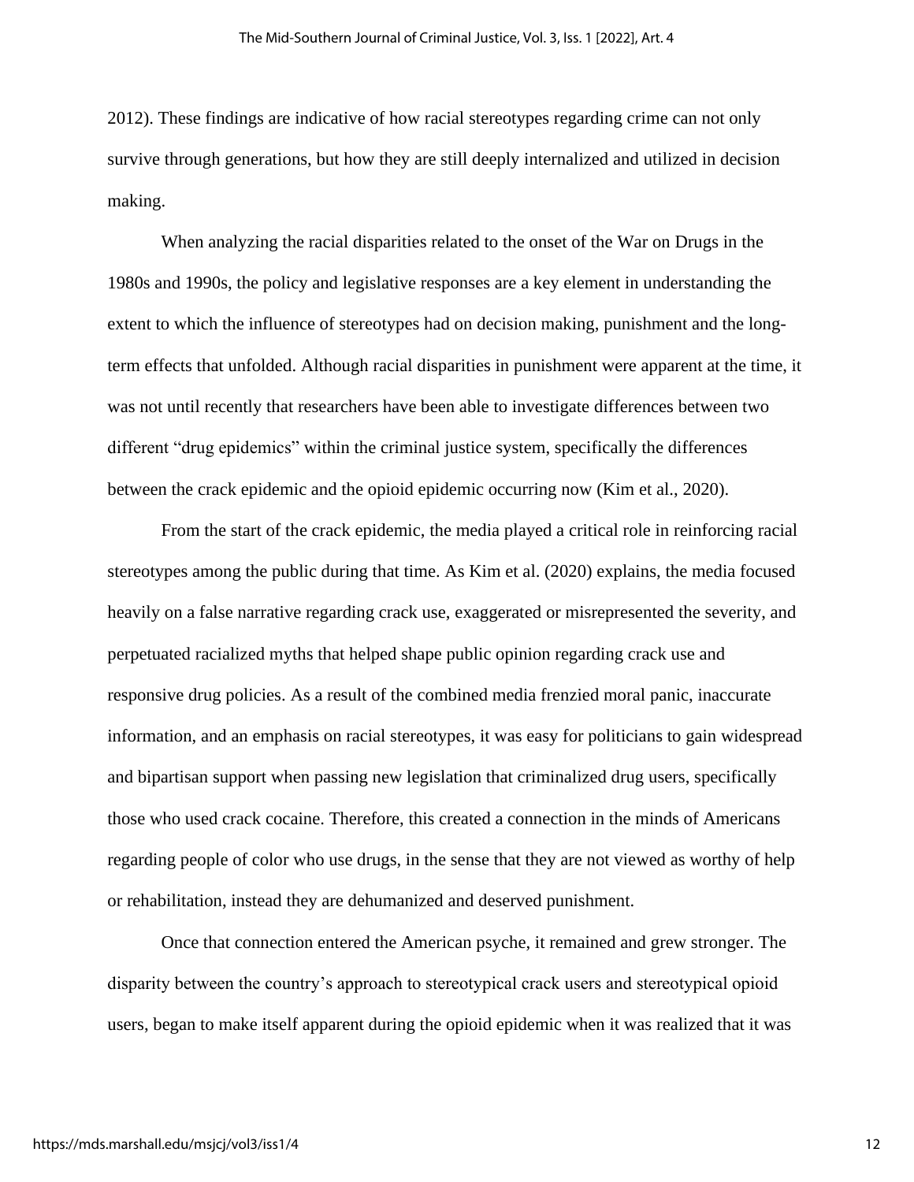2012). These findings are indicative of how racial stereotypes regarding crime can not only survive through generations, but how they are still deeply internalized and utilized in decision making.

When analyzing the racial disparities related to the onset of the War on Drugs in the 1980s and 1990s, the policy and legislative responses are a key element in understanding the extent to which the influence of stereotypes had on decision making, punishment and the long-term effects that unfolded. Although racial disparities in punishment were apparent at the time, it was not until recently that researchers have been able to investigate differences between two different "drug epidemics" within the criminal justice system, specifically the differences between the crack epidemic and the opioid epidemic occurring now (Kim et al., 2020).

From the start of the crack epidemic, the media played a critical role in reinforcing racial stereotypes among the public during that time. As Kim et al. (2020) explains, the media focused heavily on a false narrative regarding crack use, exaggerated or misrepresented the severity, and perpetuated racialized myths that helped shape public opinion regarding crack use and responsive drug policies. As a result of the combined media frenzied moral panic, inaccurate information, and an emphasis on racial stereotypes, it was easy for politicians to gain widespread and bipartisan support when passing new legislation that criminalized drug users, specifically those who used crack cocaine. Therefore, this created a connection in the minds of Americans regarding people of color who use drugs, in the sense that they are not viewed as worthy of help or rehabilitation, instead they are dehumanized and deserved punishment.

Once that connection entered the American psyche, it remained and grew stronger. The disparity between the country's approach to stereotypical crack users and stereotypical opioid users, began to make itself apparent during the opioid epidemic when it was realized that it was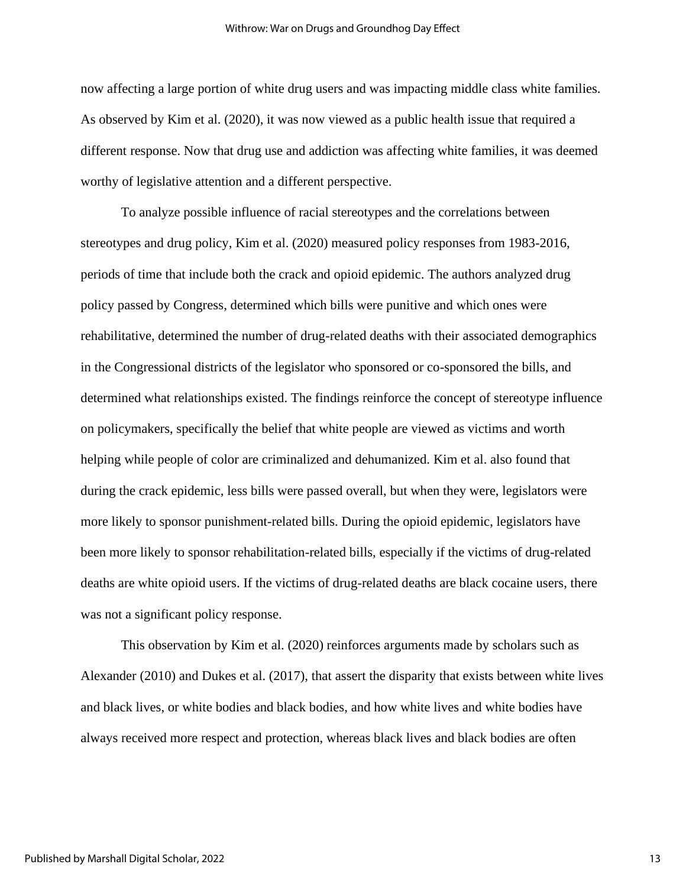now affecting a large portion of white drug users and was impacting middle class white families. As observed by Kim et al. (2020), it was now viewed as a public health issue that required a different response. Now that drug use and addiction was affecting white families, it was deemed worthy of legislative attention and a different perspective.

To analyze possible influence of racial stereotypes and the correlations between stereotypes and drug policy, Kim et al. (2020) measured policy responses from 1983-2016, periods of time that include both the crack and opioid epidemic. The authors analyzed drug policy passed by Congress, determined which bills were punitive and which ones were rehabilitative, determined the number of drug-related deaths with their associated demographics in the Congressional districts of the legislator who sponsored or co-sponsored the bills, and determined what relationships existed. The findings reinforce the concept of stereotype influence on policymakers, specifically the belief that white people are viewed as victims and worth helping while people of color are criminalized and dehumanized. Kim et al. also found that during the crack epidemic, less bills were passed overall, but when they were, legislators were more likely to sponsor punishment-related bills. During the opioid epidemic, legislators have been more likely to sponsor rehabilitation-related bills, especially if the victims of drug-related deaths are white opioid users. If the victims of drug-related deaths are black cocaine users, there was not a significant policy response.

This observation by Kim et al. (2020) reinforces arguments made by scholars such as Alexander (2010) and Dukes et al. (2017), that assert the disparity that exists between white lives and black lives, or white bodies and black bodies, and how white lives and white bodies have always received more respect and protection, whereas black lives and black bodies are often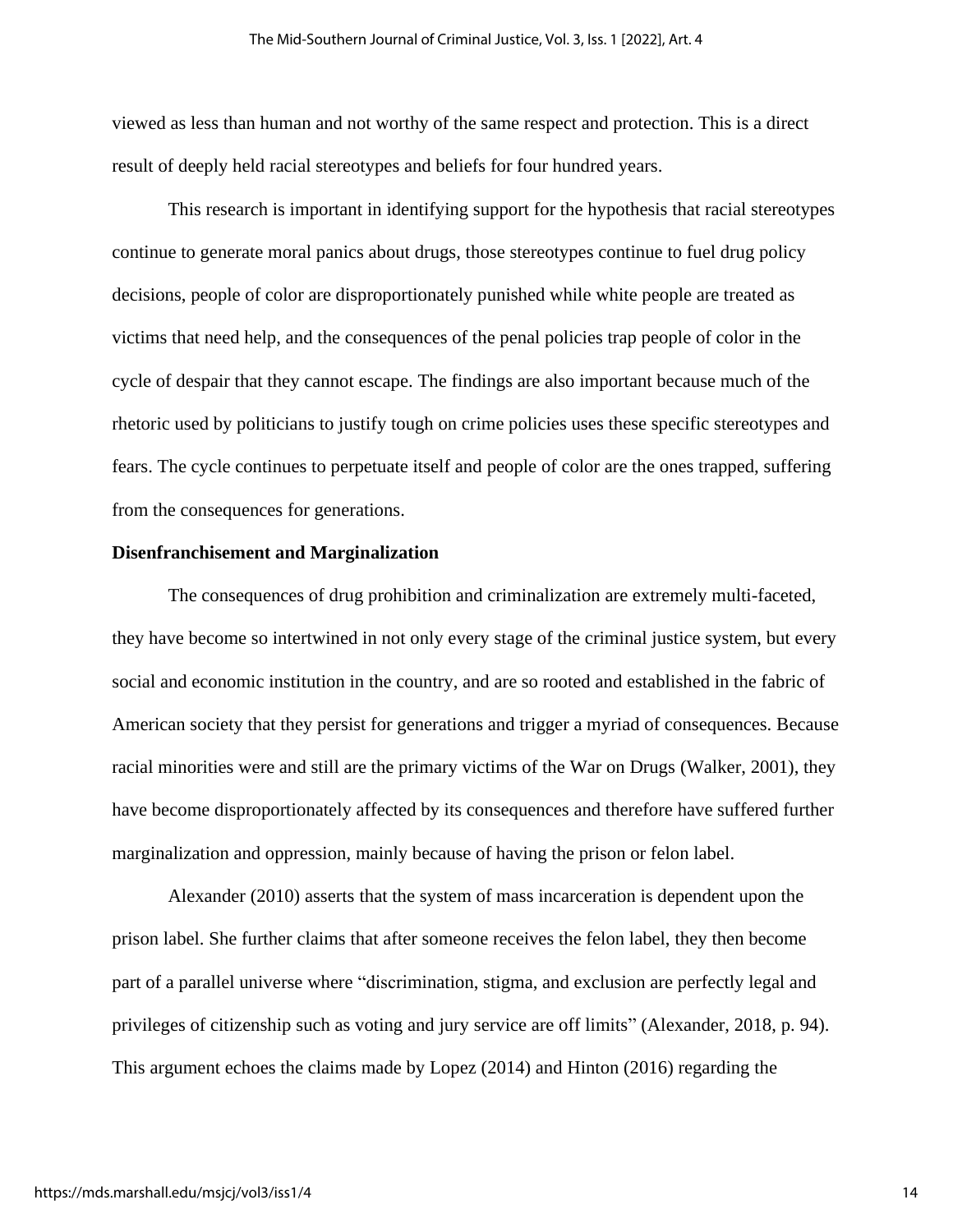viewed as less than human and not worthy of the same respect and protection. This is a direct result of deeply held racial stereotypes and beliefs for four hundred years.

This research is important in identifying support for the hypothesis that racial stereotypes continue to generate moral panics about drugs, those stereotypes continue to fuel drug policy decisions, people of color are disproportionately punished while white people are treated as victims that need help, and the consequences of the penal policies trap people of color in the cycle of despair that they cannot escape. The findings are also important because much of the rhetoric used by politicians to justify tough on crime policies uses these specific stereotypes and fears. The cycle continues to perpetuate itself and people of color are the ones trapped, suffering from the consequences for generations.

**Disenfranchisement and Marginalization**

The consequences of drug prohibition and criminalization are extremely multi-faceted, they have become so intertwined in not only every stage of the criminal justice system, but every social and economic institution in the country, and are so rooted and established in the fabric of American society that they persist for generations and trigger a myriad of consequences. Because racial minorities were and still are the primary victims of the War on Drugs (Walker, 2001), they have become disproportionately affected by its consequences and therefore have suffered further marginalization and oppression, mainly because of having the prison or felon label.

Alexander (2010) asserts that the system of mass incarceration is dependent upon the prison label. She further claims that after someone receives the felon label, they then become part of a parallel universe where "discrimination, stigma, and exclusion are perfectly legal and privileges of citizenship such as voting and jury service are off limits" (Alexander, 2018, p. 94). This argument echoes the claims made by Lopez (2014) and Hinton (2016) regarding the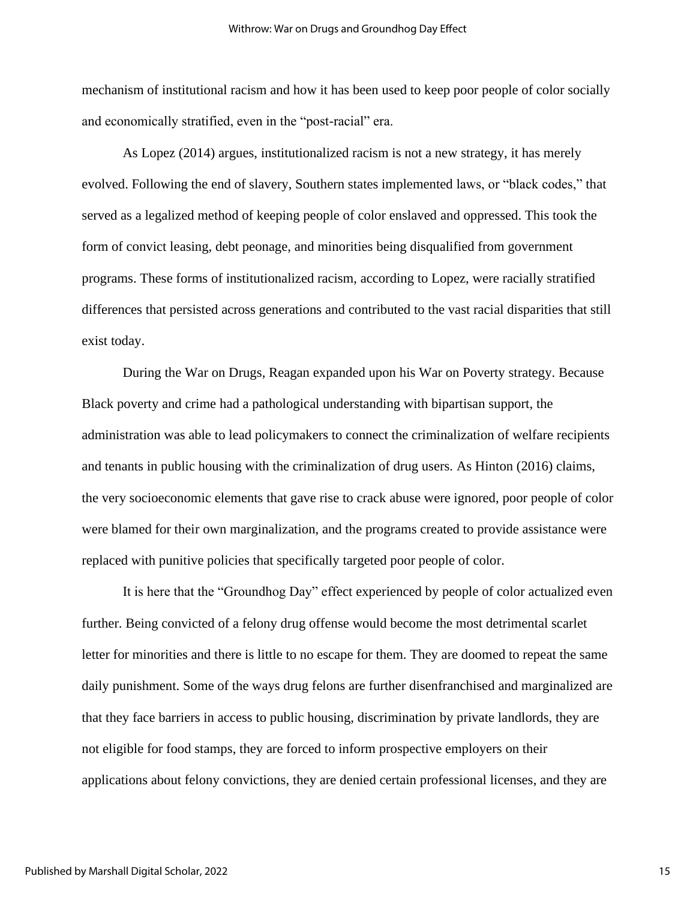mechanism of institutional racism and how it has been used to keep poor people of color socially and economically stratified, even in the "post-racial" era.

As Lopez (2014) argues, institutionalized racism is not a new strategy, it has merely evolved. Following the end of slavery, Southern states implemented laws, or "black codes," that served as a legalized method of keeping people of color enslaved and oppressed. This took the form of convict leasing, debt peonage, and minorities being disqualified from government programs. These forms of institutionalized racism, according to Lopez, were racially stratified differences that persisted across generations and contributed to the vast racial disparities that still exist today.

During the War on Drugs, Reagan expanded upon his War on Poverty strategy. Because Black poverty and crime had a pathological understanding with bipartisan support, the administration was able to lead policymakers to connect the criminalization of welfare recipients and tenants in public housing with the criminalization of drug users. As Hinton (2016) claims, the very socioeconomic elements that gave rise to crack abuse were ignored, poor people of color were blamed for their own marginalization, and the programs created to provide assistance were replaced with punitive policies that specifically targeted poor people of color.

It is here that the "Groundhog Day" effect experienced by people of color actualized even further. Being convicted of a felony drug offense would become the most detrimental scarlet letter for minorities and there is little to no escape for them. They are doomed to repeat the same daily punishment. Some of the ways drug felons are further disenfranchised and marginalized are that they face barriers in access to public housing, discrimination by private landlords, they are not eligible for food stamps, they are forced to inform prospective employers on their applications about felony convictions, they are denied certain professional licenses, and they are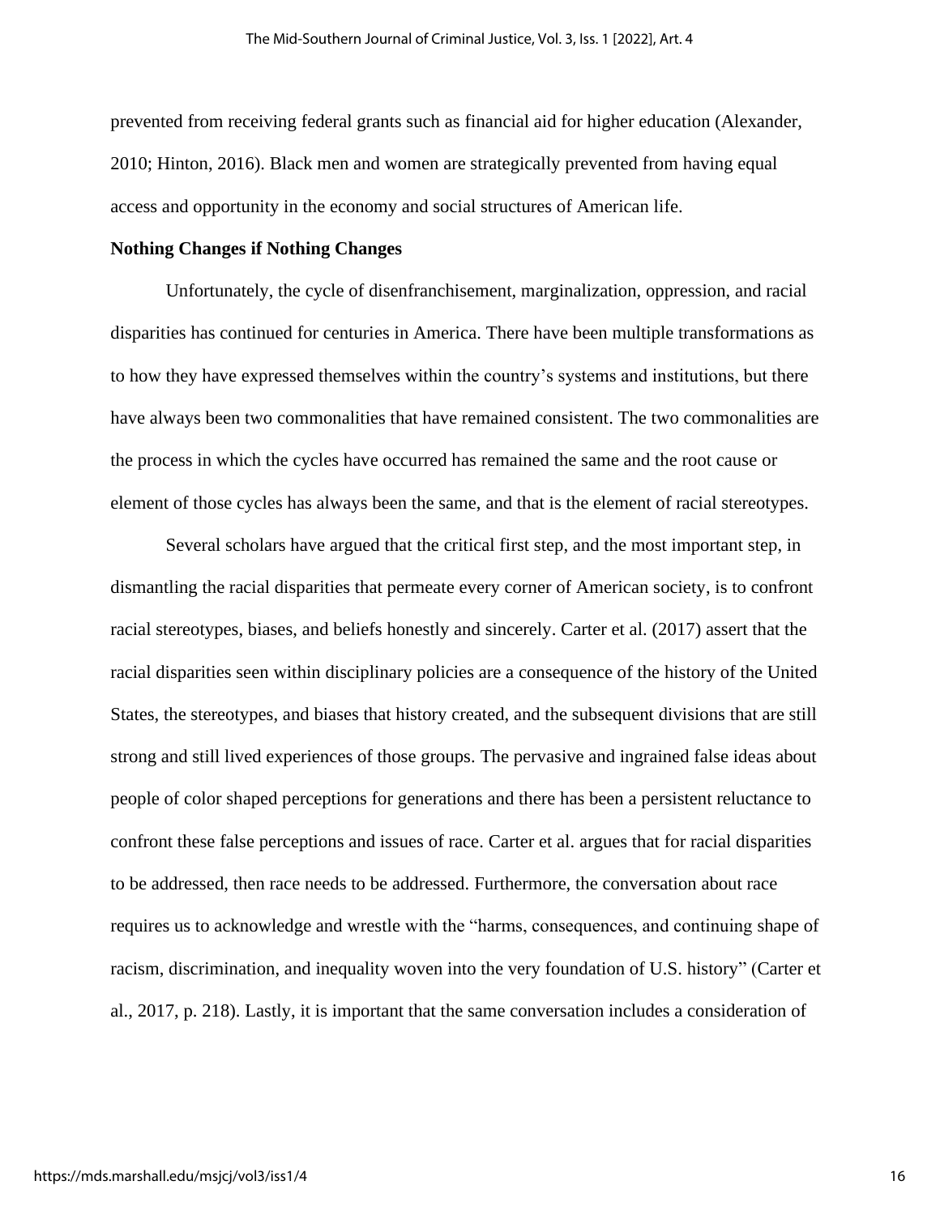prevented from receiving federal grants such as financial aid for higher education (Alexander, 2010; Hinton, 2016). Black men and women are strategically prevented from having equal access and opportunity in the economy and social structures of American life.

**Nothing Changes if Nothing Changes**

Unfortunately, the cycle of disenfranchisement, marginalization, oppression, and racial disparities has continued for centuries in America. There have been multiple transformations as to how they have expressed themselves within the country's systems and institutions, but there have always been two commonalities that have remained consistent. The two commonalities are the process in which the cycles have occurred has remained the same and the root cause or element of those cycles has always been the same, and that is the element of racial stereotypes.

Several scholars have argued that the critical first step, and the most important step, in dismantling the racial disparities that permeate every corner of American society, is to confront racial stereotypes, biases, and beliefs honestly and sincerely. Carter et al. (2017) assert that the racial disparities seen within disciplinary policies are a consequence of the history of the United States, the stereotypes, and biases that history created, and the subsequent divisions that are still strong and still lived experiences of those groups. The pervasive and ingrained false ideas about people of color shaped perceptions for generations and there has been a persistent reluctance to confront these false perceptions and issues of race. Carter et al. argues that for racial disparities to be addressed, then race needs to be addressed. Furthermore, the conversation about race requires us to acknowledge and wrestle with the "harms, consequences, and continuing shape of racism, discrimination, and inequality woven into the very foundation of U.S. history" (Carter et al., 2017, p. 218). Lastly, it is important that the same conversation includes a consideration of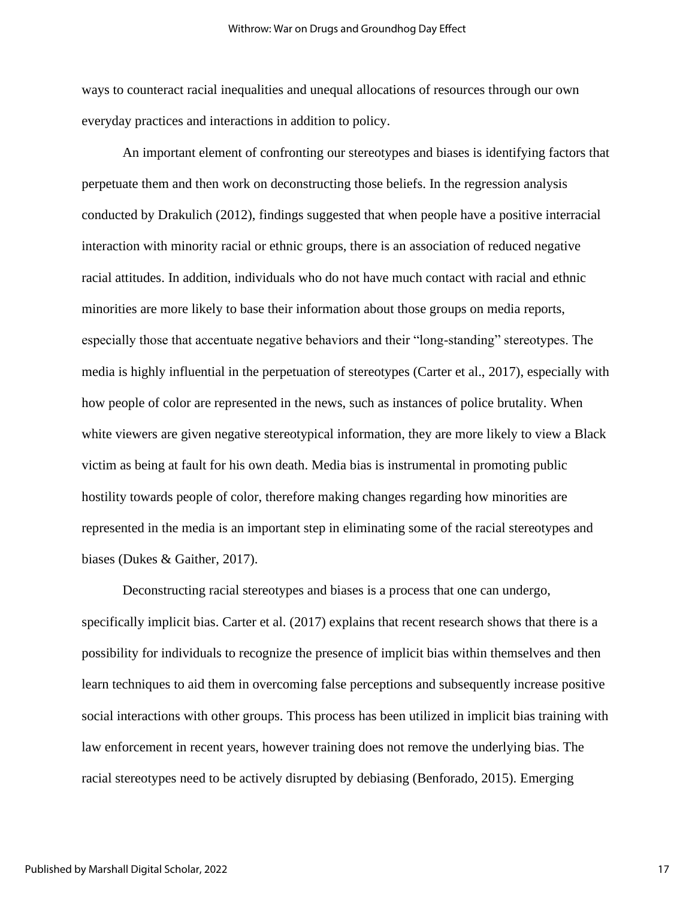ways to counteract racial inequalities and unequal allocations of resources through our own everyday practices and interactions in addition to policy.

An important element of confronting our stereotypes and biases is identifying factors that perpetuate them and then work on deconstructing those beliefs. In the regression analysis conducted by Drakulich (2012), findings suggested that when people have a positive interracial interaction with minority racial or ethnic groups, there is an association of reduced negative racial attitudes. In addition, individuals who do not have much contact with racial and ethnic minorities are more likely to base their information about those groups on media reports, especially those that accentuate negative behaviors and their "long-standing" stereotypes. The media is highly influential in the perpetuation of stereotypes (Carter et al., 2017), especially with how people of color are represented in the news, such as instances of police brutality. When white viewers are given negative stereotypical information, they are more likely to view a Black victim as being at fault for his own death. Media bias is instrumental in promoting public hostility towards people of color, therefore making changes regarding how minorities are represented in the media is an important step in eliminating some of the racial stereotypes and biases (Dukes & Gaither, 2017).

Deconstructing racial stereotypes and biases is a process that one can undergo, specifically implicit bias. Carter et al. (2017) explains that recent research shows that there is a possibility for individuals to recognize the presence of implicit bias within themselves and then learn techniques to aid them in overcoming false perceptions and subsequently increase positive social interactions with other groups. This process has been utilized in implicit bias training with law enforcement in recent years, however training does not remove the underlying bias. The racial stereotypes need to be actively disrupted by debiasing (Benforado, 2015). Emerging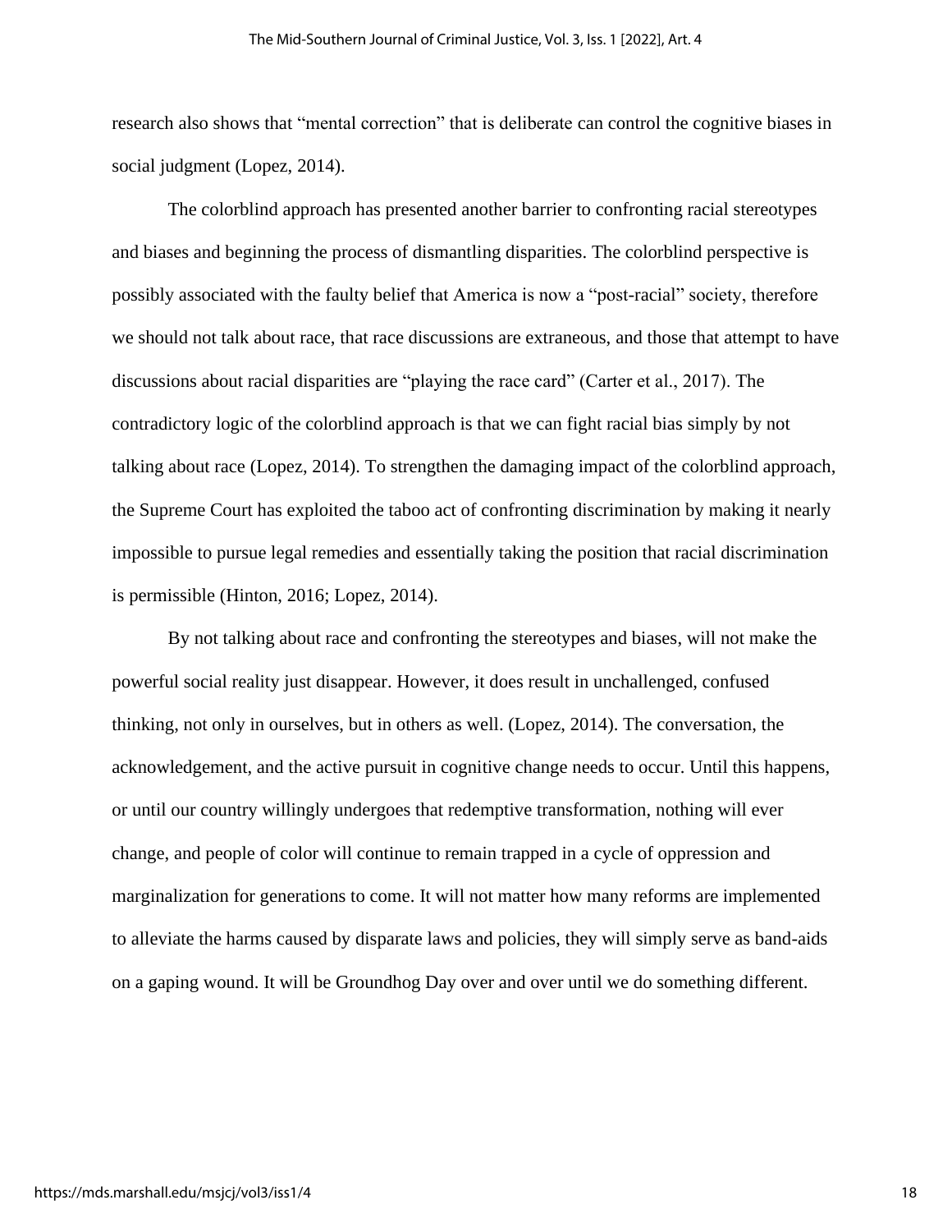research also shows that "mental correction" that is deliberate can control the cognitive biases in social judgment (Lopez, 2014).

The colorblind approach has presented another barrier to confronting racial stereotypes and biases and beginning the process of dismantling disparities. The colorblind perspective is possibly associated with the faulty belief that America is now a "post-racial" society, therefore we should not talk about race, that race discussions are extraneous, and those that attempt to have discussions about racial disparities are "playing the race card" (Carter et al., 2017). The contradictory logic of the colorblind approach is that we can fight racial bias simply by not talking about race (Lopez, 2014). To strengthen the damaging impact of the colorblind approach, the Supreme Court has exploited the taboo act of confronting discrimination by making it nearly impossible to pursue legal remedies and essentially taking the position that racial discrimination is permissible (Hinton, 2016; Lopez, 2014).

By not talking about race and confronting the stereotypes and biases, will not make the powerful social reality just disappear. However, it does result in unchallenged, confused thinking, not only in ourselves, but in others as well. (Lopez, 2014). The conversation, the acknowledgement, and the active pursuit in cognitive change needs to occur. Until this happens, or until our country willingly undergoes that redemptive transformation, nothing will ever change, and people of color will continue to remain trapped in a cycle of oppression and marginalization for generations to come. It will not matter how many reforms are implemented to alleviate the harms caused by disparate laws and policies, they will simply serve as band-aids on a gaping wound. It will be Groundhog Day over and over until we do something different.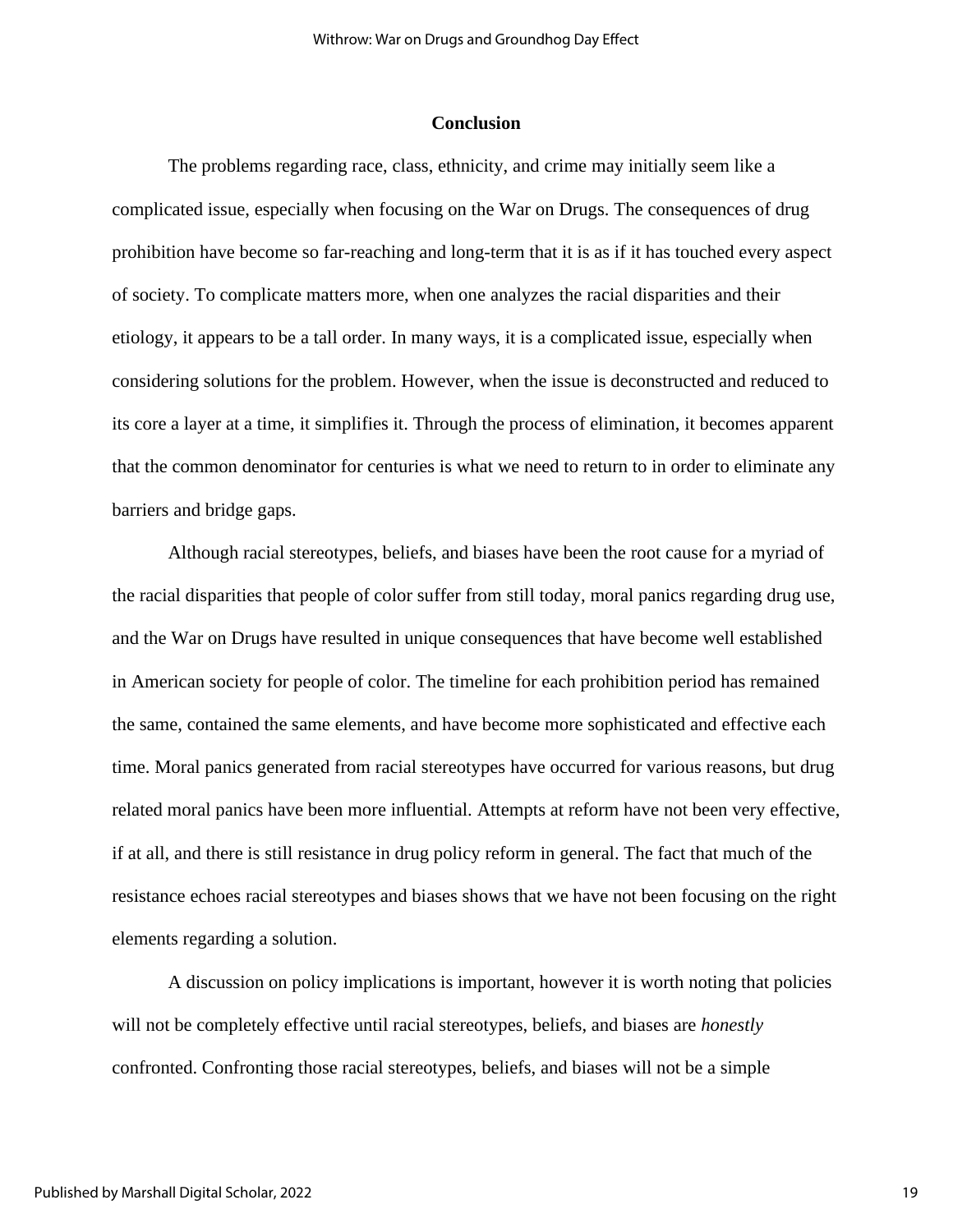## Conclusion

The problems regarding race, class, ethnicity, and crime may initially seem like a complicated issue, especially when focusing on the War on Drugs. The consequences of drug prohibition have become so far-reaching and long-term that it is as if it has touched every aspect of society. To complicate matters more, when one analyzes the racial disparities and their etiology, it appears to be a tall order. In many ways, it is a complicated issue, especially when considering solutions for the problem. However, when the issue is deconstructed and reduced to its core a layer at a time, it simplifies it. Through the process of elimination, it becomes apparent that the common denominator for centuries is what we need to return to in order to eliminate any barriers and bridge gaps.

Although racial stereotypes, beliefs, and biases have been the root cause for a myriad of the racial disparities that people of color suffer from still today, moral panics regarding drug use, and the War on Drugs have resulted in unique consequences that have become well established in American society for people of color. The timeline for each prohibition period has remained the same, contained the same elements, and have become more sophisticated and effective each time. Moral panics generated from racial stereotypes have occurred for various reasons, but drug related moral panics have been more influential. Attempts at reform have not been very effective, if at all, and there is still resistance in drug policy reform in general. The fact that much of the resistance echoes racial stereotypes and biases shows that we have not been focusing on the right elements regarding a solution.

A discussion on policy implications is important, however it is worth noting that policies will not be completely effective until racial stereotypes, beliefs, and biases are *honestly* confronted. Confronting those racial stereotypes, beliefs, and biases will not be a simple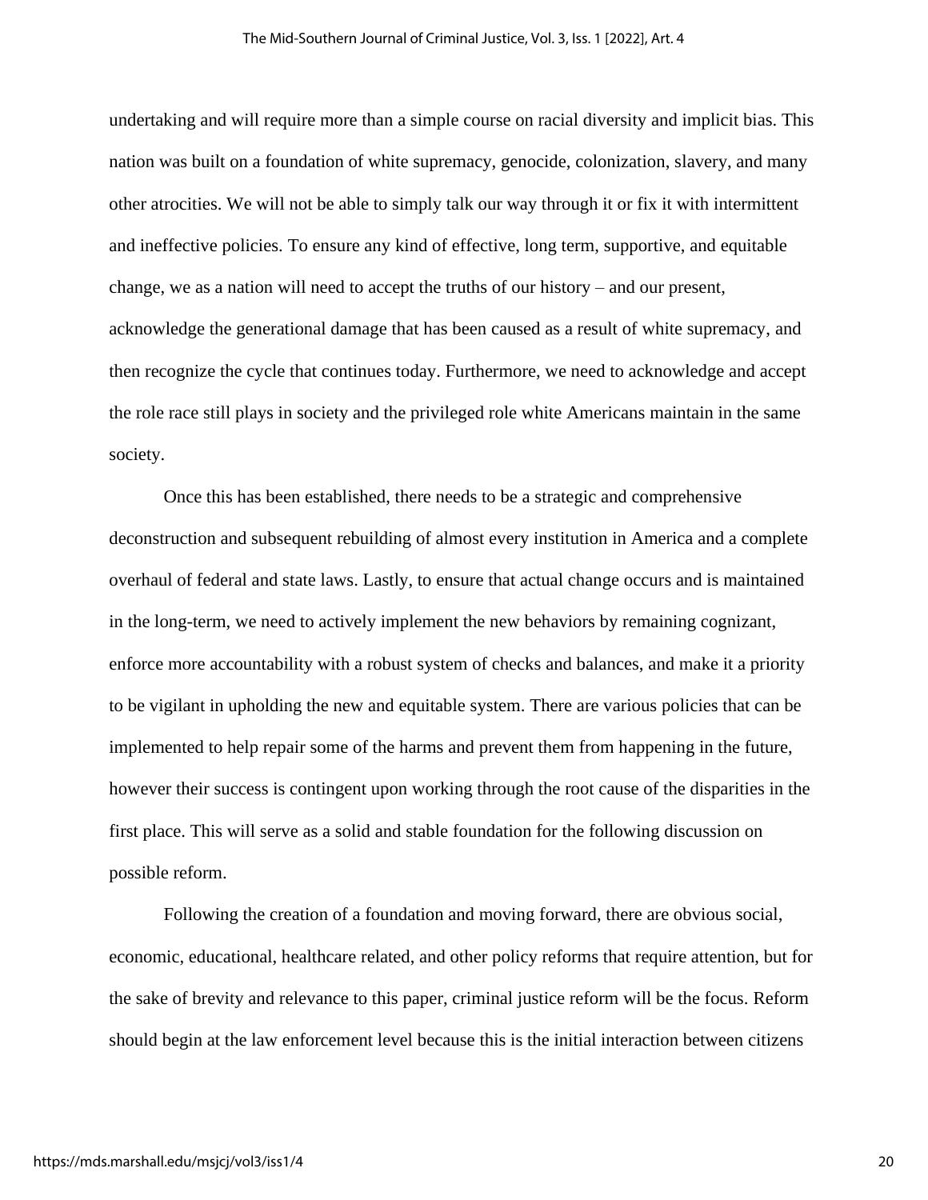undertaking and will require more than a simple course on racial diversity and implicit bias. This nation was built on a foundation of white supremacy, genocide, colonization, slavery, and many other atrocities. We will not be able to simply talk our way through it or fix it with intermittent and ineffective policies. To ensure any kind of effective, long term, supportive, and equitable change, we as a nation will need to accept the truths of our history – and our present, acknowledge the generational damage that has been caused as a result of white supremacy, and then recognize the cycle that continues today. Furthermore, we need to acknowledge and accept the role race still plays in society and the privileged role white Americans maintain in the same society.

Once this has been established, there needs to be a strategic and comprehensive deconstruction and subsequent rebuilding of almost every institution in America and a complete overhaul of federal and state laws. Lastly, to ensure that actual change occurs and is maintained in the long-term, we need to actively implement the new behaviors by remaining cognizant, enforce more accountability with a robust system of checks and balances, and make it a priority to be vigilant in upholding the new and equitable system. There are various policies that can be implemented to help repair some of the harms and prevent them from happening in the future, however their success is contingent upon working through the root cause of the disparities in the first place. This will serve as a solid and stable foundation for the following discussion on possible reform.

Following the creation of a foundation and moving forward, there are obvious social, economic, educational, healthcare related, and other policy reforms that require attention, but for the sake of brevity and relevance to this paper, criminal justice reform will be the focus. Reform should begin at the law enforcement level because this is the initial interaction between citizens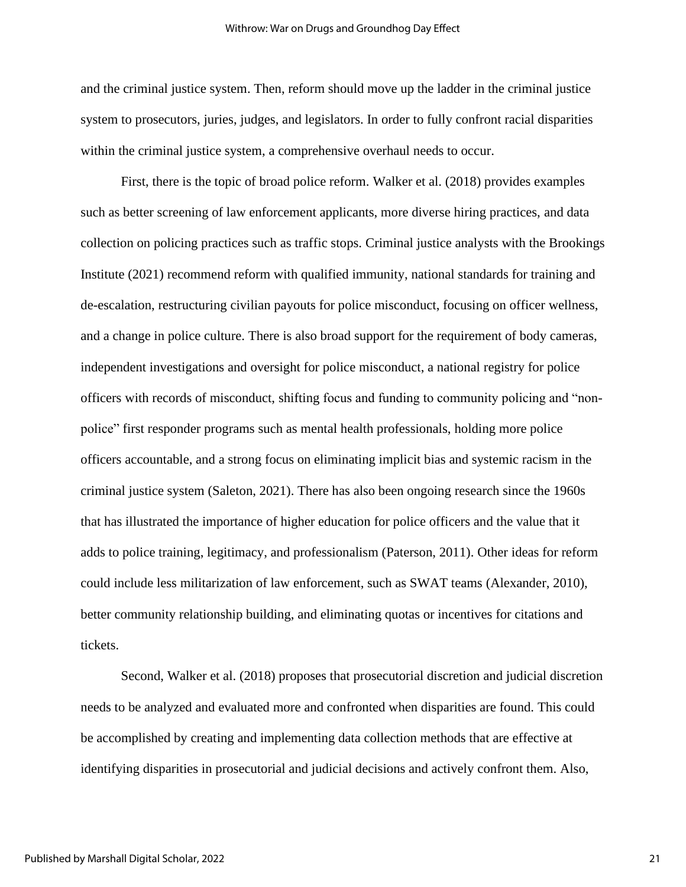and the criminal justice system. Then, reform should move up the ladder in the criminal justice system to prosecutors, juries, judges, and legislators. In order to fully confront racial disparities within the criminal justice system, a comprehensive overhaul needs to occur.

First, there is the topic of broad police reform. Walker et al. (2018) provides examples such as better screening of law enforcement applicants, more diverse hiring practices, and data collection on policing practices such as traffic stops. Criminal justice analysts with the Brookings Institute (2021) recommend reform with qualified immunity, national standards for training and de-escalation, restructuring civilian payouts for police misconduct, focusing on officer wellness, and a change in police culture. There is also broad support for the requirement of body cameras, independent investigations and oversight for police misconduct, a national registry for police officers with records of misconduct, shifting focus and funding to community policing and "non-police" first responder programs such as mental health professionals, holding more police officers accountable, and a strong focus on eliminating implicit bias and systemic racism in the criminal justice system (Saleton, 2021). There has also been ongoing research since the 1960s that has illustrated the importance of higher education for police officers and the value that it adds to police training, legitimacy, and professionalism (Paterson, 2011). Other ideas for reform could include less militarization of law enforcement, such as SWAT teams (Alexander, 2010), better community relationship building, and eliminating quotas or incentives for citations and tickets.

Second, Walker et al. (2018) proposes that prosecutorial discretion and judicial discretion needs to be analyzed and evaluated more and confronted when disparities are found. This could be accomplished by creating and implementing data collection methods that are effective at identifying disparities in prosecutorial and judicial decisions and actively confront them. Also,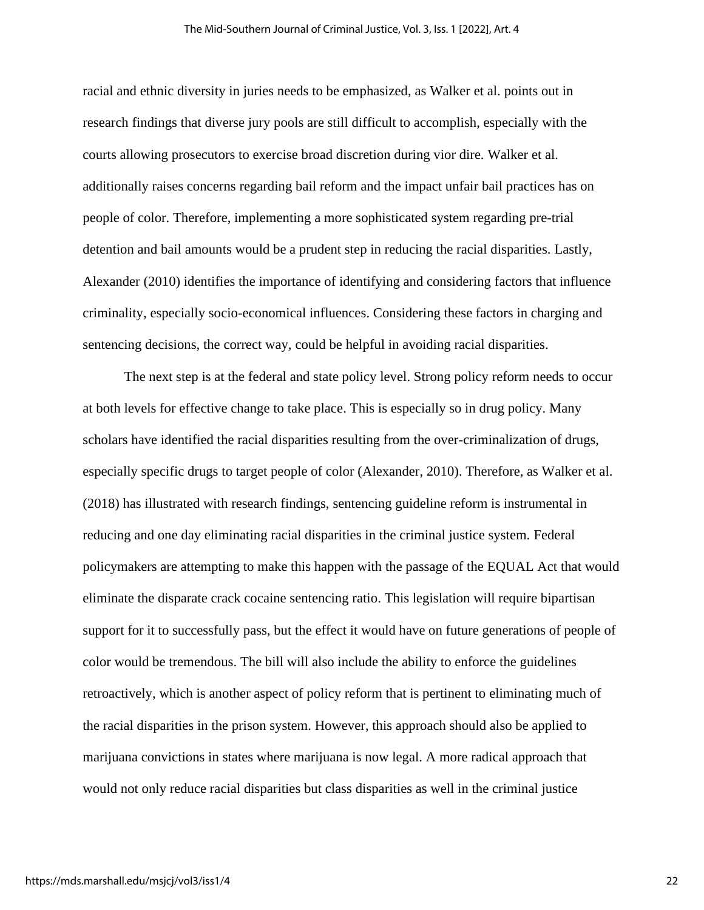racial and ethnic diversity in juries needs to be emphasized, as Walker et al. points out in research findings that diverse jury pools are still difficult to accomplish, especially with the courts allowing prosecutors to exercise broad discretion during vior dire. Walker et al. additionally raises concerns regarding bail reform and the impact unfair bail practices has on people of color. Therefore, implementing a more sophisticated system regarding pre-trial detention and bail amounts would be a prudent step in reducing the racial disparities. Lastly, Alexander (2010) identifies the importance of identifying and considering factors that influence criminality, especially socio-economical influences. Considering these factors in charging and sentencing decisions, the correct way, could be helpful in avoiding racial disparities.

The next step is at the federal and state policy level. Strong policy reform needs to occur at both levels for effective change to take place. This is especially so in drug policy. Many scholars have identified the racial disparities resulting from the over-criminalization of drugs, especially specific drugs to target people of color (Alexander, 2010). Therefore, as Walker et al. (2018) has illustrated with research findings, sentencing guideline reform is instrumental in reducing and one day eliminating racial disparities in the criminal justice system. Federal policymakers are attempting to make this happen with the passage of the EQUAL Act that would eliminate the disparate crack cocaine sentencing ratio. This legislation will require bipartisan support for it to successfully pass, but the effect it would have on future generations of people of color would be tremendous. The bill will also include the ability to enforce the guidelines retroactively, which is another aspect of policy reform that is pertinent to eliminating much of the racial disparities in the prison system. However, this approach should also be applied to marijuana convictions in states where marijuana is now legal. A more radical approach that would not only reduce racial disparities but class disparities as well in the criminal justice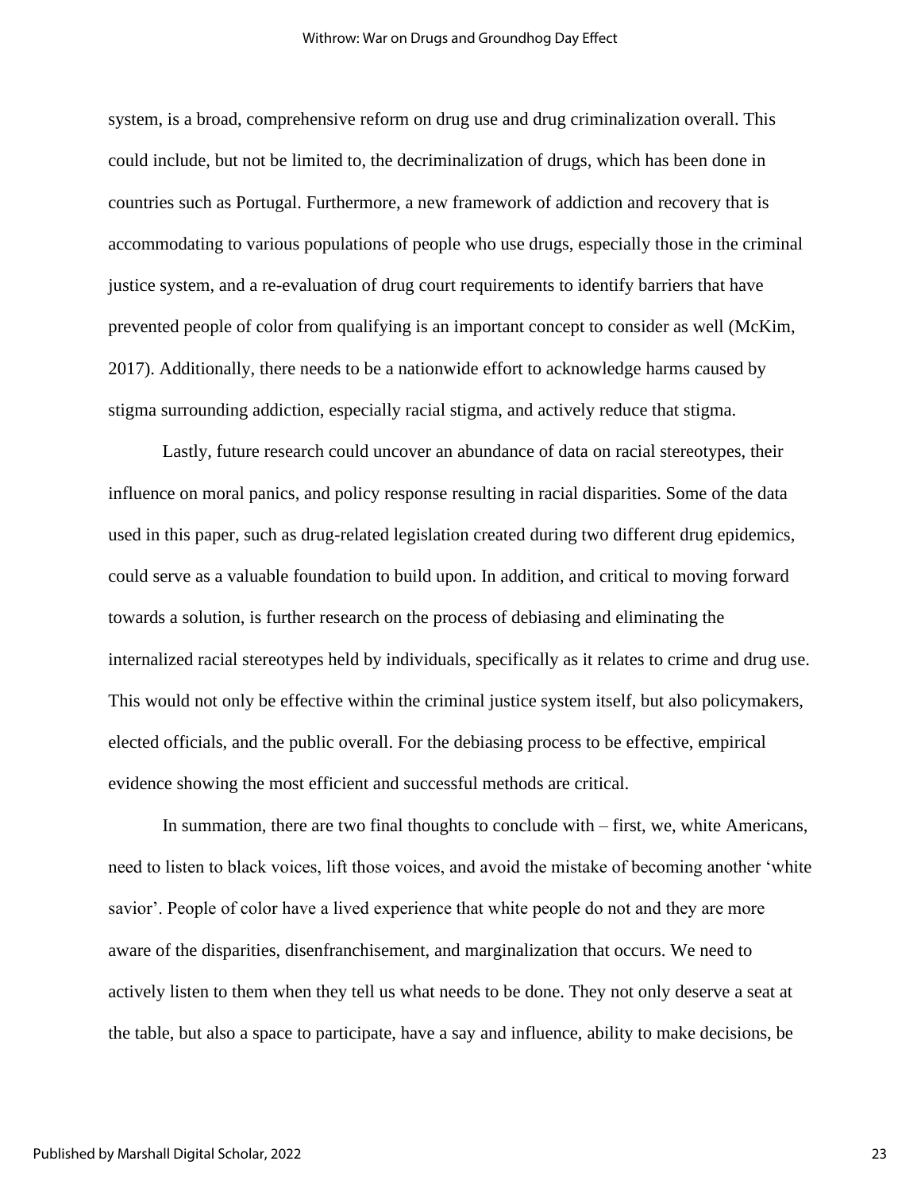system, is a broad, comprehensive reform on drug use and drug criminalization overall. This could include, but not be limited to, the decriminalization of drugs, which has been done in countries such as Portugal. Furthermore, a new framework of addiction and recovery that is accommodating to various populations of people who use drugs, especially those in the criminal justice system, and a re-evaluation of drug court requirements to identify barriers that have prevented people of color from qualifying is an important concept to consider as well (McKim, 2017). Additionally, there needs to be a nationwide effort to acknowledge harms caused by stigma surrounding addiction, especially racial stigma, and actively reduce that stigma.

Lastly, future research could uncover an abundance of data on racial stereotypes, their influence on moral panics, and policy response resulting in racial disparities. Some of the data used in this paper, such as drug-related legislation created during two different drug epidemics, could serve as a valuable foundation to build upon. In addition, and critical to moving forward towards a solution, is further research on the process of debiasing and eliminating the internalized racial stereotypes held by individuals, specifically as it relates to crime and drug use. This would not only be effective within the criminal justice system itself, but also policymakers, elected officials, and the public overall. For the debiasing process to be effective, empirical evidence showing the most efficient and successful methods are critical.

In summation, there are two final thoughts to conclude with – first, we, white Americans, need to listen to black voices, lift those voices, and avoid the mistake of becoming another 'white savior'. People of color have a lived experience that white people do not and they are more aware of the disparities, disenfranchisement, and marginalization that occurs. We need to actively listen to them when they tell us what needs to be done. They not only deserve a seat at the table, but also a space to participate, have a say and influence, ability to make decisions, be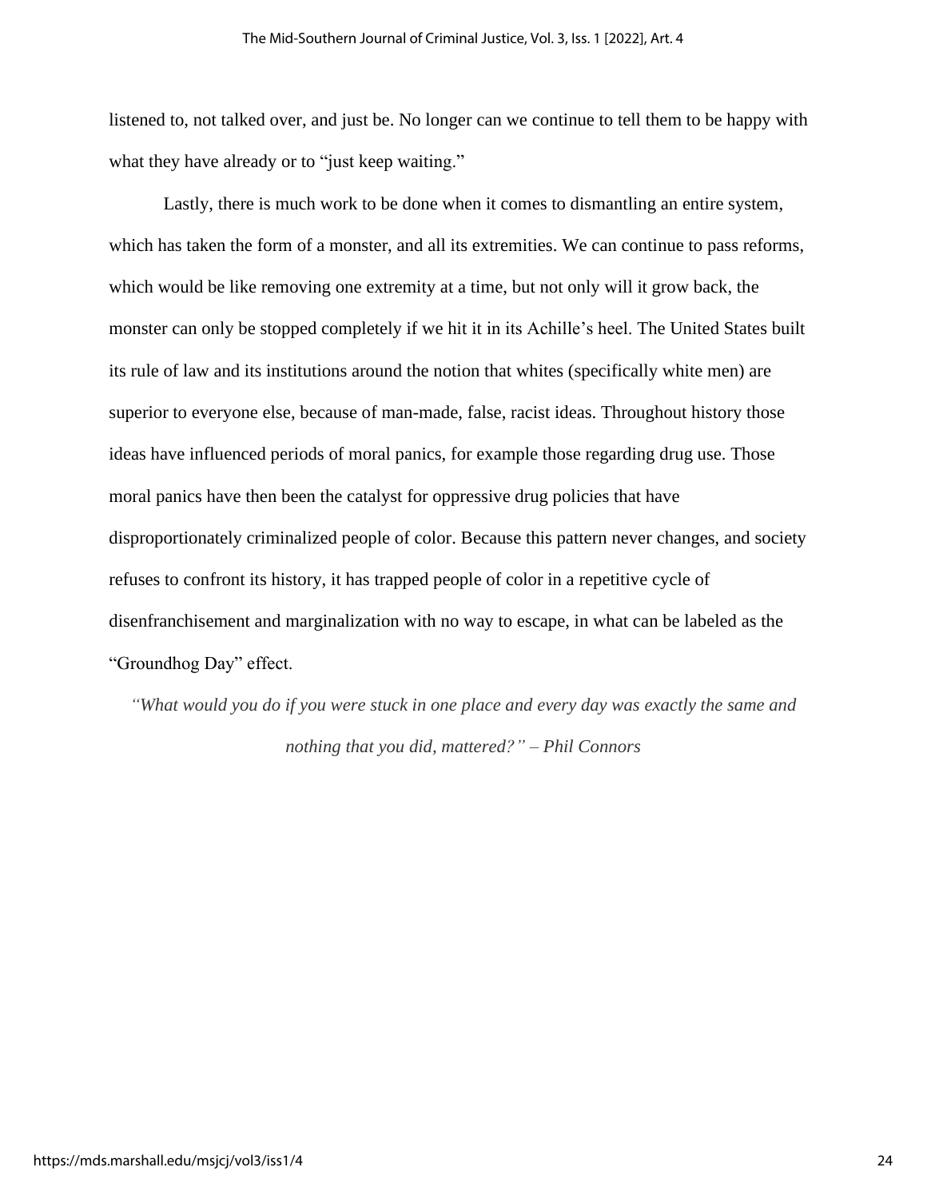listened to, not talked over, and just be. No longer can we continue to tell them to be happy with what they have already or to "just keep waiting."

Lastly, there is much work to be done when it comes to dismantling an entire system, which has taken the form of a monster, and all its extremities. We can continue to pass reforms, which would be like removing one extremity at a time, but not only will it grow back, the monster can only be stopped completely if we hit it in its Achille's heel. The United States built its rule of law and its institutions around the notion that whites (specifically white men) are superior to everyone else, because of man-made, false, racist ideas. Throughout history those ideas have influenced periods of moral panics, for example those regarding drug use. Those moral panics have then been the catalyst for oppressive drug policies that have disproportionately criminalized people of color. Because this pattern never changes, and society refuses to confront its history, it has trapped people of color in a repetitive cycle of disenfranchisement and marginalization with no way to escape, in what can be labeled as the "Groundhog Day" effect.

*"What would you do if you were stuck in one place and every day was exactly the same and nothing that you did, mattered?" – Phil Connors*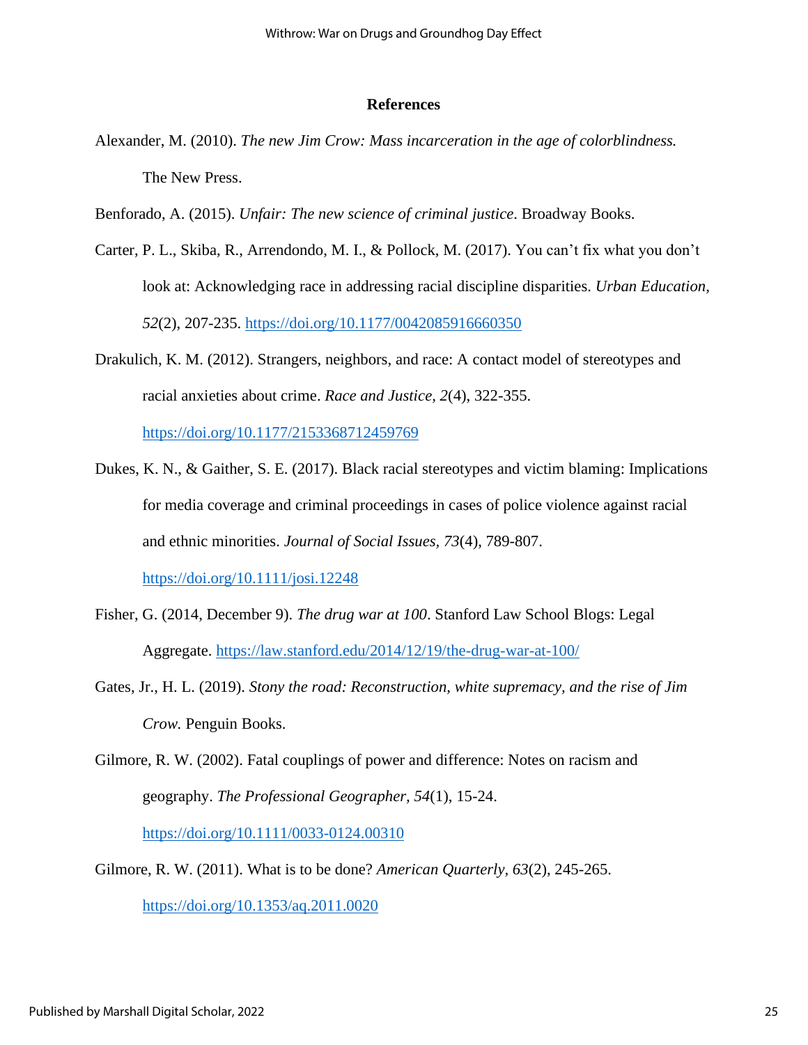## References

Alexander, M. (2010). *The new Jim Crow: Mass incarceration in the age of colorblindness.* The New Press.

Benforado, A. (2015). *Unfair: The new science of criminal justice*. Broadway Books.

Carter, P. L., Skiba, R., Arrendondo, M. I., & Pollock, M. (2017). You can't fix what you don't look at: Acknowledging race in addressing racial discipline disparities. *Urban Education, 52*(2), 207-235. https://doi.org/10.1177/0042085916660350

Drakulich, K. M. (2012). Strangers, neighbors, and race: A contact model of stereotypes and racial anxieties about crime. *Race and Justice, 2*(4), 322-355. https://doi.org/10.1177/2153368712459769

Dukes, K. N., & Gaither, S. E. (2017). Black racial stereotypes and victim blaming: Implications for media coverage and criminal proceedings in cases of police violence against racial and ethnic minorities. *Journal of Social Issues, 73*(4), 789-807. https://doi.org/10.1111/josi.12248

Fisher, G. (2014, December 9). *The drug war at 100*. Stanford Law School Blogs: Legal Aggregate. https://law.stanford.edu/2014/12/19/the-drug-war-at-100/

Gates, Jr., H. L. (2019). *Stony the road: Reconstruction, white supremacy, and the rise of Jim Crow.* Penguin Books.

Gilmore, R. W. (2002). Fatal couplings of power and difference: Notes on racism and geography. *The Professional Geographer, 54*(1), 15-24. https://doi.org/10.1111/0033-0124.00310

Gilmore, R. W. (2011). What is to be done? *American Quarterly, 63*(2), 245-265. https://doi.org/10.1353/aq.2011.0020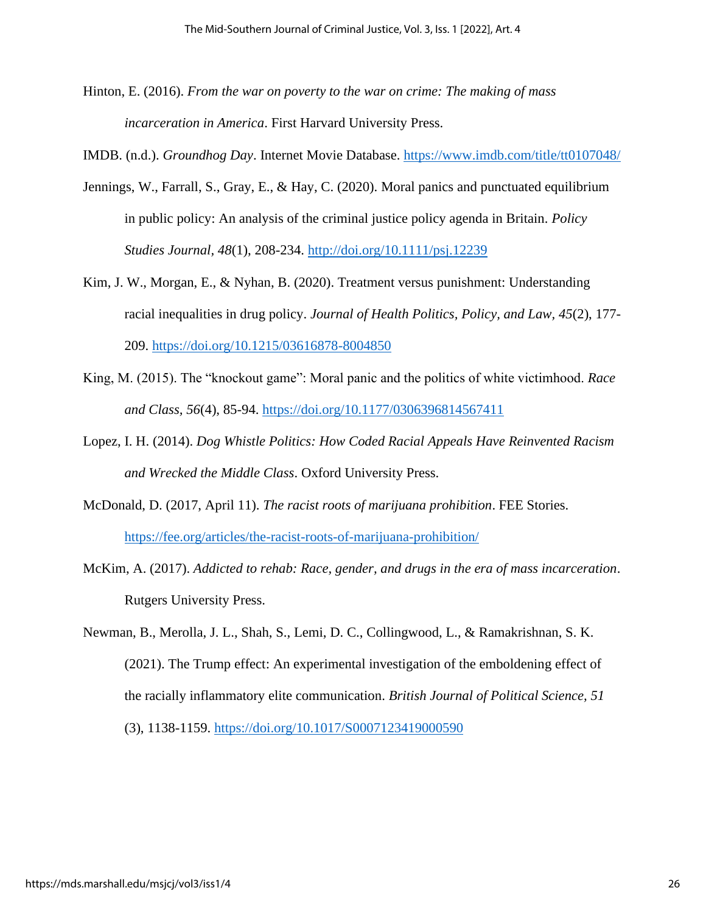Hinton, E. (2016). *From the war on poverty to the war on crime: The making of mass incarceration in America*. First Harvard University Press.

IMDB. (n.d.). *Groundhog Day*. Internet Movie Database. https://www.imdb.com/title/tt0107048/

Jennings, W., Farrall, S., Gray, E., & Hay, C. (2020). Moral panics and punctuated equilibrium in public policy: An analysis of the criminal justice policy agenda in Britain. *Policy Studies Journal*, *48*(1), 208-234. http://doi.org/10.1111/psj.12239

Kim, J. W., Morgan, E., & Nyhan, B. (2020). Treatment versus punishment: Understanding racial inequalities in drug policy. *Journal of Health Politics, Policy, and Law, 45*(2), 177-209. https://doi.org/10.1215/03616878-8004850

King, M. (2015). The "knockout game": Moral panic and the politics of white victimhood. *Race and Class*, *56*(4), 85-94. https://doi.org/10.1177/0306396814567411

Lopez, I. H. (2014). *Dog Whistle Politics: How Coded Racial Appeals Have Reinvented Racism and Wrecked the Middle Class*. Oxford University Press.

McDonald, D. (2017, April 11). *The racist roots of marijuana prohibition*. FEE Stories. https://fee.org/articles/the-racist-roots-of-marijuana-prohibition/

McKim, A. (2017). *Addicted to rehab: Race, gender, and drugs in the era of mass incarceration*. Rutgers University Press.

Newman, B., Merolla, J. L., Shah, S., Lemi, D. C., Collingwood, L., & Ramakrishnan, S. K. (2021). The Trump effect: An experimental investigation of the emboldening effect of the racially inflammatory elite communication. *British Journal of Political Science, 51* (3), 1138-1159. https://doi.org/10.1017/S0007123419000590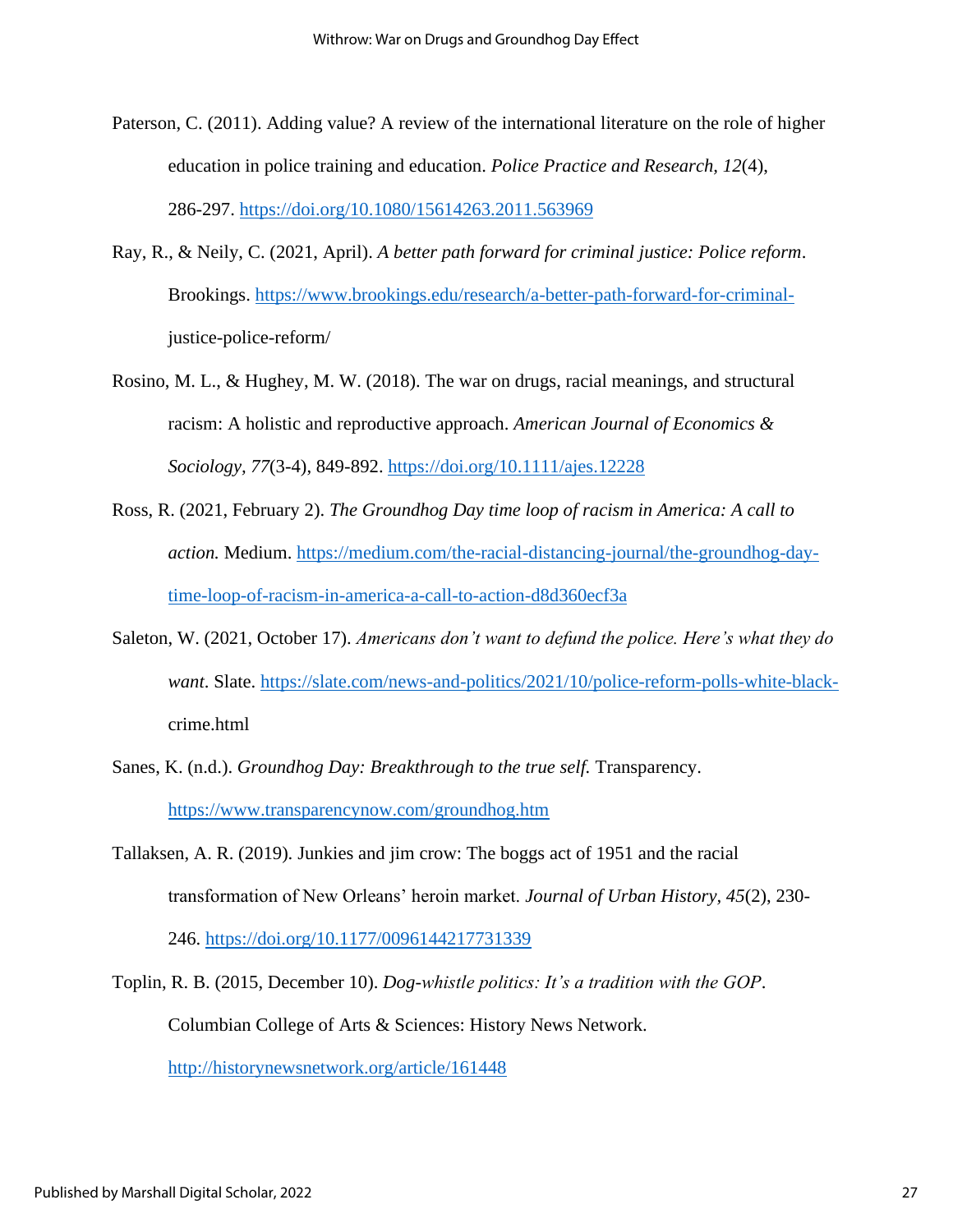Paterson, C. (2011). Adding value? A review of the international literature on the role of higher education in police training and education. *Police Practice and Research, 12*(4), 286-297. https://doi.org/10.1080/15614263.2011.563969

Ray, R., & Neily, C. (2021, April). *A better path forward for criminal justice: Police reform*. Brookings. https://www.brookings.edu/research/a-better-path-forward-for-criminal-justice-police-reform/

Rosino, M. L., & Hughey, M. W. (2018). The war on drugs, racial meanings, and structural racism: A holistic and reproductive approach. *American Journal of Economics & Sociology, 77*(3-4), 849-892. https://doi.org/10.1111/ajes.12228

Ross, R. (2021, February 2). *The Groundhog Day time loop of racism in America: A call to action.* Medium. https://medium.com/the-racial-distancing-journal/the-groundhog-day-time-loop-of-racism-in-america-a-call-to-action-d8d360ecf3a

Saleton, W. (2021, October 17). *Americans don't want to defund the police. Here's what they do want*. Slate. https://slate.com/news-and-politics/2021/10/police-reform-polls-white-black-crime.html

Sanes, K. (n.d.). *Groundhog Day: Breakthrough to the true self.* Transparency. https://www.transparencynow.com/groundhog.htm

Tallaksen, A. R. (2019). Junkies and jim crow: The boggs act of 1951 and the racial transformation of New Orleans' heroin market. *Journal of Urban History, 45*(2), 230-246. https://doi.org/10.1177/0096144217731339

Toplin, R. B. (2015, December 10). *Dog-whistle politics: It's a tradition with the GOP*. Columbian College of Arts & Sciences: History News Network. http://historynewsnetwork.org/article/161448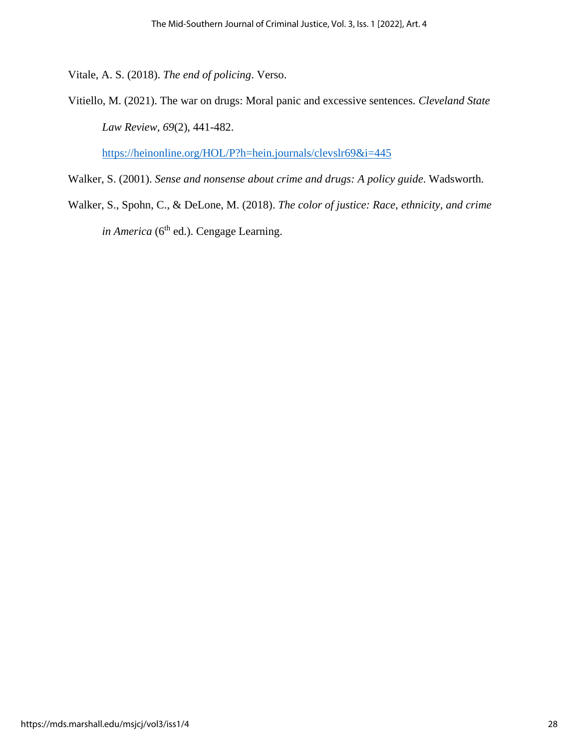Vitale, A. S. (2018). *The end of policing*. Verso.

Vitiello, M. (2021). The war on drugs: Moral panic and excessive sentences. *Cleveland State Law Review*, *69*(2), 441-482. https://heinonline.org/HOL/P?h=hein.journals/clevslr69&i=445

Walker, S. (2001). *Sense and nonsense about crime and drugs: A policy guide*. Wadsworth.

Walker, S., Spohn, C., & DeLone, M. (2018). *The color of justice: Race, ethnicity, and crime in America* (6th ed.). Cengage Learning.